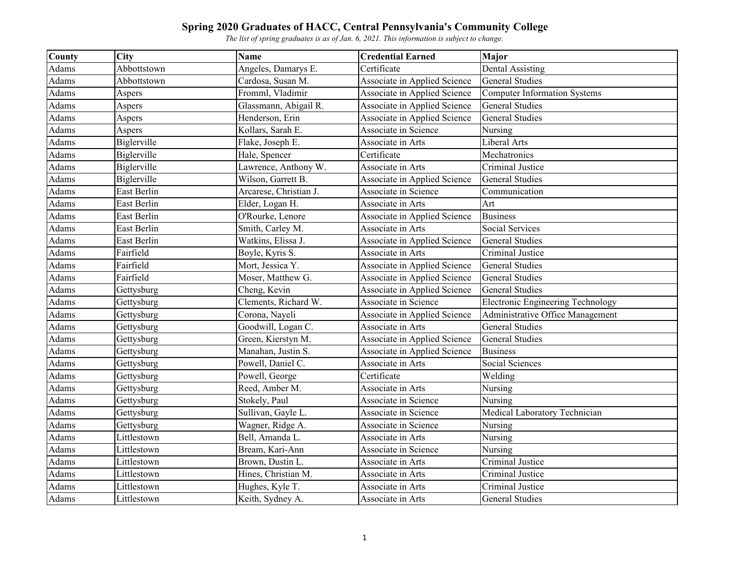# Spring 2020 Graduates of HACC, Central Pennsylvania's Community College

*The list of spring graduates is as of Jan. 6, 2021. This information is subject to change.*

| County | City | Name | Credential Earned | Major |
|---|---|---|---|---|
| Adams | Abbottstown | Angeles, Damarys E. | Certificate | Dental Assisting |
| Adams | Abbottstown | Cardosa, Susan M. | Associate in Applied Science | General Studies |
| Adams | Aspers | Fromml, Vladimir | Associate in Applied Science | Computer Information Systems |
| Adams | Aspers | Glassmann, Abigail R. | Associate in Applied Science | General Studies |
| Adams | Aspers | Henderson, Erin | Associate in Applied Science | General Studies |
| Adams | Aspers | Kollars, Sarah E. | Associate in Science | Nursing |
| Adams | Biglerville | Flake, Joseph E. | Associate in Arts | Liberal Arts |
| Adams | Biglerville | Hale, Spencer | Certificate | Mechatronics |
| Adams | Biglerville | Lawrence, Anthony W. | Associate in Arts | Criminal Justice |
| Adams | Biglerville | Wilson, Garrett B. | Associate in Applied Science | General Studies |
| Adams | East Berlin | Arcarese, Christian J. | Associate in Science | Communication |
| Adams | East Berlin | Elder, Logan H. | Associate in Arts | Art |
| Adams | East Berlin | O'Rourke, Lenore | Associate in Applied Science | Business |
| Adams | East Berlin | Smith, Carley M. | Associate in Arts | Social Services |
| Adams | East Berlin | Watkins, Elissa J. | Associate in Applied Science | General Studies |
| Adams | Fairfield | Boyle, Kyris S. | Associate in Arts | Criminal Justice |
| Adams | Fairfield | Mort, Jessica Y. | Associate in Applied Science | General Studies |
| Adams | Fairfield | Moser, Matthew G. | Associate in Applied Science | General Studies |
| Adams | Gettysburg | Cheng, Kevin | Associate in Applied Science | General Studies |
| Adams | Gettysburg | Clements, Richard W. | Associate in Science | Electronic Engineering Technology |
| Adams | Gettysburg | Corona, Nayeli | Associate in Applied Science | Administrative Office Management |
| Adams | Gettysburg | Goodwill, Logan C. | Associate in Arts | General Studies |
| Adams | Gettysburg | Green, Kierstyn M. | Associate in Applied Science | General Studies |
| Adams | Gettysburg | Manahan, Justin S. | Associate in Applied Science | Business |
| Adams | Gettysburg | Powell, Daniel C. | Associate in Arts | Social Sciences |
| Adams | Gettysburg | Powell, George | Certificate | Welding |
| Adams | Gettysburg | Reed, Amber M. | Associate in Arts | Nursing |
| Adams | Gettysburg | Stokely, Paul | Associate in Science | Nursing |
| Adams | Gettysburg | Sullivan, Gayle L. | Associate in Science | Medical Laboratory Technician |
| Adams | Gettysburg | Wagner, Ridge A. | Associate in Science | Nursing |
| Adams | Littlestown | Bell, Amanda L. | Associate in Arts | Nursing |
| Adams | Littlestown | Bream, Kari-Ann | Associate in Science | Nursing |
| Adams | Littlestown | Brown, Dustin L. | Associate in Arts | Criminal Justice |
| Adams | Littlestown | Hines, Christian M. | Associate in Arts | Criminal Justice |
| Adams | Littlestown | Hughes, Kyle T. | Associate in Arts | Criminal Justice |
| Adams | Littlestown | Keith, Sydney A. | Associate in Arts | General Studies |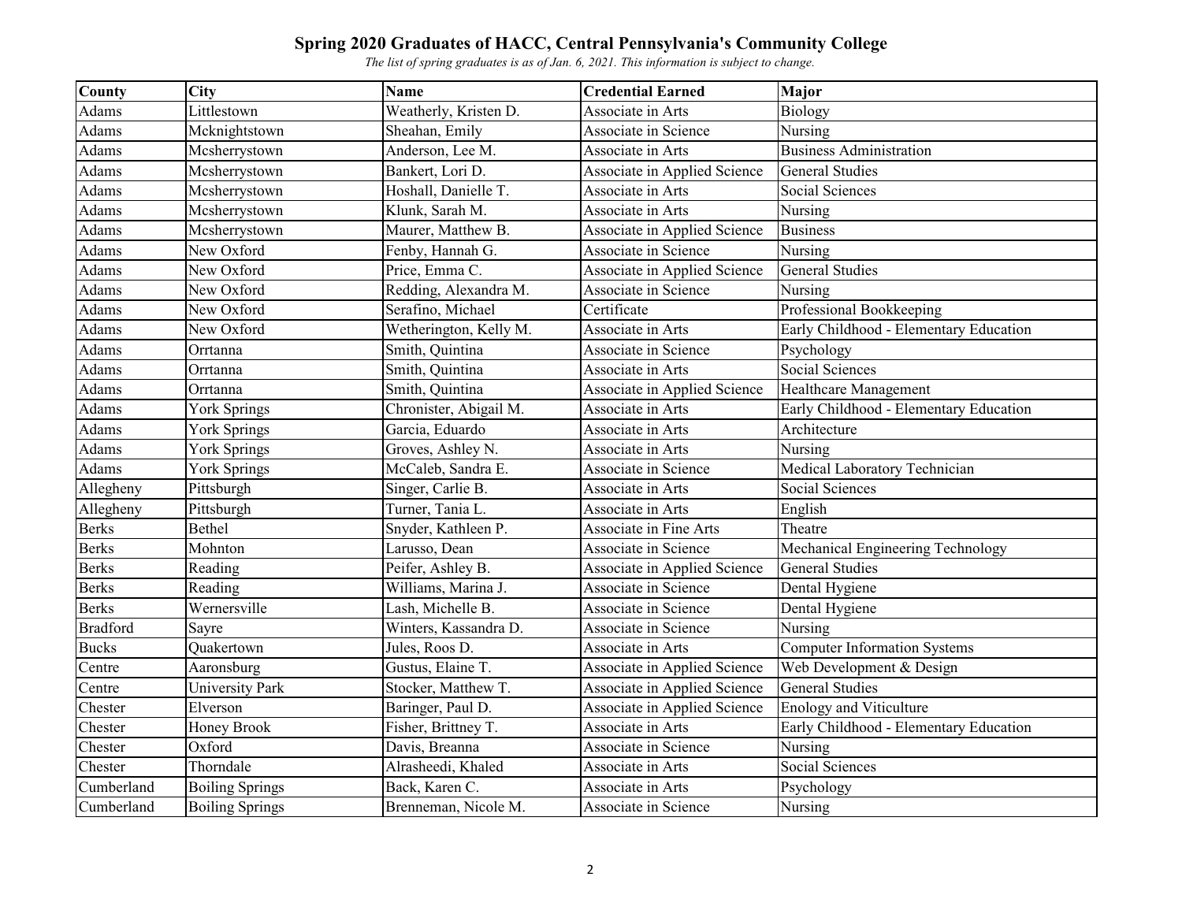# Spring 2020 Graduates of HACC, Central Pennsylvania's Community College

*The list of spring graduates is as of Jan. 6, 2021. This information is subject to change.*

| County | City | Name | Credential Earned | Major |
|---|---|---|---|---|
| Adams | Littlestown | Weatherly, Kristen D. | Associate in Arts | Biology |
| Adams | Mcknightstown | Sheahan, Emily | Associate in Science | Nursing |
| Adams | Mcsherrystown | Anderson, Lee M. | Associate in Arts | Business Administration |
| Adams | Mcsherrystown | Bankert, Lori D. | Associate in Applied Science | General Studies |
| Adams | Mcsherrystown | Hoshall, Danielle T. | Associate in Arts | Social Sciences |
| Adams | Mcsherrystown | Klunk, Sarah M. | Associate in Arts | Nursing |
| Adams | Mcsherrystown | Maurer, Matthew B. | Associate in Applied Science | Business |
| Adams | New Oxford | Fenby, Hannah G. | Associate in Science | Nursing |
| Adams | New Oxford | Price, Emma C. | Associate in Applied Science | General Studies |
| Adams | New Oxford | Redding, Alexandra M. | Associate in Science | Nursing |
| Adams | New Oxford | Serafino, Michael | Certificate | Professional Bookkeeping |
| Adams | New Oxford | Wetherington, Kelly M. | Associate in Arts | Early Childhood - Elementary Education |
| Adams | Orrtanna | Smith, Quintina | Associate in Science | Psychology |
| Adams | Orrtanna | Smith, Quintina | Associate in Arts | Social Sciences |
| Adams | Orrtanna | Smith, Quintina | Associate in Applied Science | Healthcare Management |
| Adams | York Springs | Chronister, Abigail M. | Associate in Arts | Early Childhood - Elementary Education |
| Adams | York Springs | Garcia, Eduardo | Associate in Arts | Architecture |
| Adams | York Springs | Groves, Ashley N. | Associate in Arts | Nursing |
| Adams | York Springs | McCaleb, Sandra E. | Associate in Science | Medical Laboratory Technician |
| Allegheny | Pittsburgh | Singer, Carlie B. | Associate in Arts | Social Sciences |
| Allegheny | Pittsburgh | Turner, Tania L. | Associate in Arts | English |
| Berks | Bethel | Snyder, Kathleen P. | Associate in Fine Arts | Theatre |
| Berks | Mohnton | Larusso, Dean | Associate in Science | Mechanical Engineering Technology |
| Berks | Reading | Peifer, Ashley B. | Associate in Applied Science | General Studies |
| Berks | Reading | Williams, Marina J. | Associate in Science | Dental Hygiene |
| Berks | Wernersville | Lash, Michelle B. | Associate in Science | Dental Hygiene |
| Bradford | Sayre | Winters, Kassandra D. | Associate in Science | Nursing |
| Bucks | Quakertown | Jules, Roos D. | Associate in Arts | Computer Information Systems |
| Centre | Aaronsburg | Gustus, Elaine T. | Associate in Applied Science | Web Development & Design |
| Centre | University Park | Stocker, Matthew T. | Associate in Applied Science | General Studies |
| Chester | Elverson | Baringer, Paul D. | Associate in Applied Science | Enology and Viticulture |
| Chester | Honey Brook | Fisher, Brittney T. | Associate in Arts | Early Childhood - Elementary Education |
| Chester | Oxford | Davis, Breanna | Associate in Science | Nursing |
| Chester | Thorndale | Alrasheedi, Khaled | Associate in Arts | Social Sciences |
| Cumberland | Boiling Springs | Back, Karen C. | Associate in Arts | Psychology |
| Cumberland | Boiling Springs | Brenneman, Nicole M. | Associate in Science | Nursing |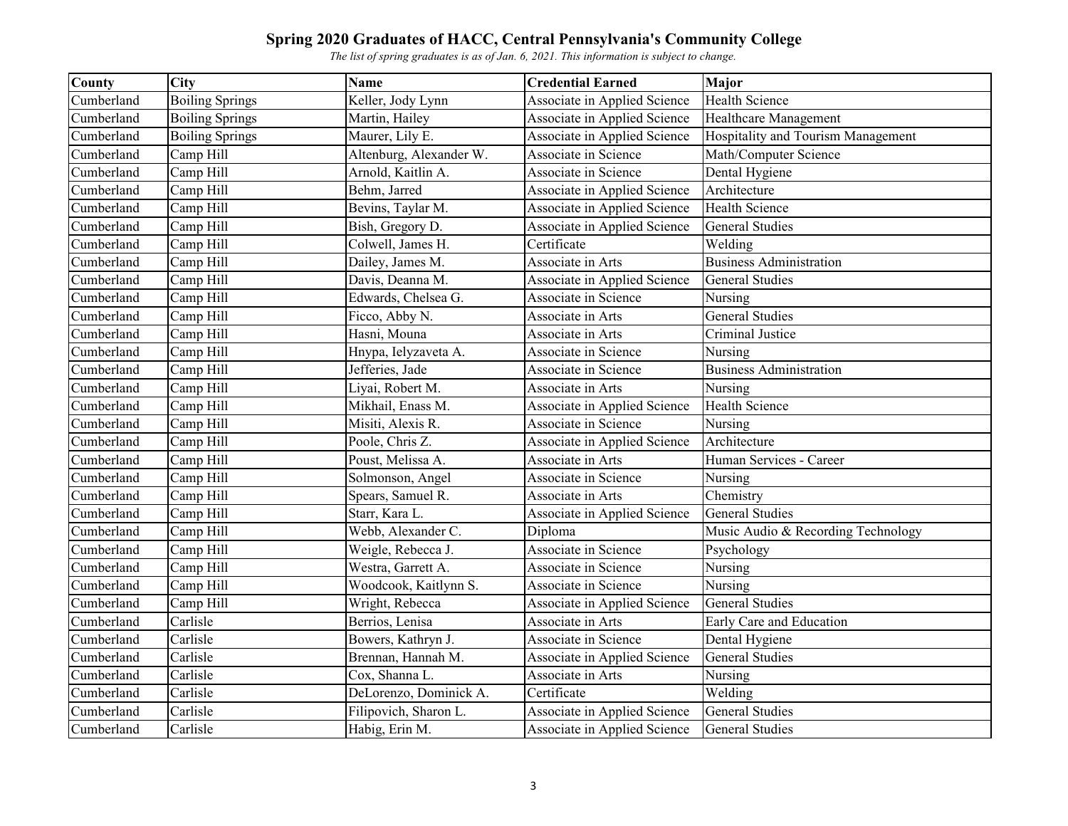# Spring 2020 Graduates of HACC, Central Pennsylvania's Community College

*The list of spring graduates is as of Jan. 6, 2021. This information is subject to change.*

| County | City | Name | Credential Earned | Major |
|---|---|---|---|---|
| Cumberland | Boiling Springs | Keller, Jody Lynn | Associate in Applied Science | Health Science |
| Cumberland | Boiling Springs | Martin, Hailey | Associate in Applied Science | Healthcare Management |
| Cumberland | Boiling Springs | Maurer, Lily E. | Associate in Applied Science | Hospitality and Tourism Management |
| Cumberland | Camp Hill | Altenburg, Alexander W. | Associate in Science | Math/Computer Science |
| Cumberland | Camp Hill | Arnold, Kaitlin A. | Associate in Science | Dental Hygiene |
| Cumberland | Camp Hill | Behm, Jarred | Associate in Applied Science | Architecture |
| Cumberland | Camp Hill | Bevins, Taylar M. | Associate in Applied Science | Health Science |
| Cumberland | Camp Hill | Bish, Gregory D. | Associate in Applied Science | General Studies |
| Cumberland | Camp Hill | Colwell, James H. | Certificate | Welding |
| Cumberland | Camp Hill | Dailey, James M. | Associate in Arts | Business Administration |
| Cumberland | Camp Hill | Davis, Deanna M. | Associate in Applied Science | General Studies |
| Cumberland | Camp Hill | Edwards, Chelsea G. | Associate in Science | Nursing |
| Cumberland | Camp Hill | Ficco, Abby N. | Associate in Arts | General Studies |
| Cumberland | Camp Hill | Hasni, Mouna | Associate in Arts | Criminal Justice |
| Cumberland | Camp Hill | Hnypa, Ielyzaveta A. | Associate in Science | Nursing |
| Cumberland | Camp Hill | Jefferies, Jade | Associate in Science | Business Administration |
| Cumberland | Camp Hill | Liyai, Robert M. | Associate in Arts | Nursing |
| Cumberland | Camp Hill | Mikhail, Enass M. | Associate in Applied Science | Health Science |
| Cumberland | Camp Hill | Misiti, Alexis R. | Associate in Science | Nursing |
| Cumberland | Camp Hill | Poole, Chris Z. | Associate in Applied Science | Architecture |
| Cumberland | Camp Hill | Poust, Melissa A. | Associate in Arts | Human Services - Career |
| Cumberland | Camp Hill | Solmonson, Angel | Associate in Science | Nursing |
| Cumberland | Camp Hill | Spears, Samuel R. | Associate in Arts | Chemistry |
| Cumberland | Camp Hill | Starr, Kara L. | Associate in Applied Science | General Studies |
| Cumberland | Camp Hill | Webb, Alexander C. | Diploma | Music Audio & Recording Technology |
| Cumberland | Camp Hill | Weigle, Rebecca J. | Associate in Science | Psychology |
| Cumberland | Camp Hill | Westra, Garrett A. | Associate in Science | Nursing |
| Cumberland | Camp Hill | Woodcook, Kaitlynn S. | Associate in Science | Nursing |
| Cumberland | Camp Hill | Wright, Rebecca | Associate in Applied Science | General Studies |
| Cumberland | Carlisle | Berrios, Lenisa | Associate in Arts | Early Care and Education |
| Cumberland | Carlisle | Bowers, Kathryn J. | Associate in Science | Dental Hygiene |
| Cumberland | Carlisle | Brennan, Hannah M. | Associate in Applied Science | General Studies |
| Cumberland | Carlisle | Cox, Shanna L. | Associate in Arts | Nursing |
| Cumberland | Carlisle | DeLorenzo, Dominick A. | Certificate | Welding |
| Cumberland | Carlisle | Filipovich, Sharon L. | Associate in Applied Science | General Studies |
| Cumberland | Carlisle | Habig, Erin M. | Associate in Applied Science | General Studies |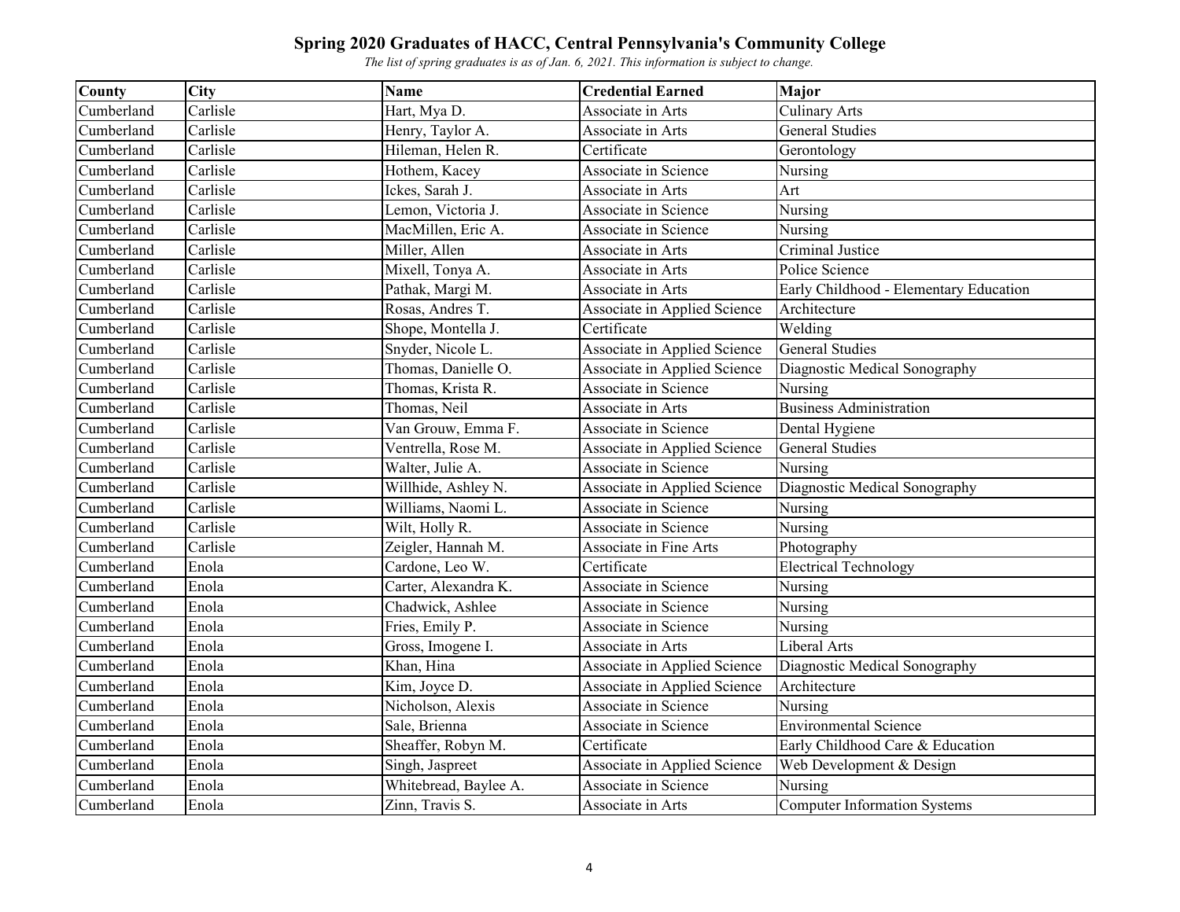# Spring 2020 Graduates of HACC, Central Pennsylvania's Community College

*The list of spring graduates is as of Jan. 6, 2021. This information is subject to change.*

| County | City | Name | Credential Earned | Major |
|---|---|---|---|---|
| Cumberland | Carlisle | Hart, Mya D. | Associate in Arts | Culinary Arts |
| Cumberland | Carlisle | Henry, Taylor A. | Associate in Arts | General Studies |
| Cumberland | Carlisle | Hileman, Helen R. | Certificate | Gerontology |
| Cumberland | Carlisle | Hothem, Kacey | Associate in Science | Nursing |
| Cumberland | Carlisle | Ickes, Sarah J. | Associate in Arts | Art |
| Cumberland | Carlisle | Lemon, Victoria J. | Associate in Science | Nursing |
| Cumberland | Carlisle | MacMillen, Eric A. | Associate in Science | Nursing |
| Cumberland | Carlisle | Miller, Allen | Associate in Arts | Criminal Justice |
| Cumberland | Carlisle | Mixell, Tonya A. | Associate in Arts | Police Science |
| Cumberland | Carlisle | Pathak, Margi M. | Associate in Arts | Early Childhood - Elementary Education |
| Cumberland | Carlisle | Rosas, Andres T. | Associate in Applied Science | Architecture |
| Cumberland | Carlisle | Shope, Montella J. | Certificate | Welding |
| Cumberland | Carlisle | Snyder, Nicole L. | Associate in Applied Science | General Studies |
| Cumberland | Carlisle | Thomas, Danielle O. | Associate in Applied Science | Diagnostic Medical Sonography |
| Cumberland | Carlisle | Thomas, Krista R. | Associate in Science | Nursing |
| Cumberland | Carlisle | Thomas, Neil | Associate in Arts | Business Administration |
| Cumberland | Carlisle | Van Grouw, Emma F. | Associate in Science | Dental Hygiene |
| Cumberland | Carlisle | Ventrella, Rose M. | Associate in Applied Science | General Studies |
| Cumberland | Carlisle | Walter, Julie A. | Associate in Science | Nursing |
| Cumberland | Carlisle | Willhide, Ashley N. | Associate in Applied Science | Diagnostic Medical Sonography |
| Cumberland | Carlisle | Williams, Naomi L. | Associate in Science | Nursing |
| Cumberland | Carlisle | Wilt, Holly R. | Associate in Science | Nursing |
| Cumberland | Carlisle | Zeigler, Hannah M. | Associate in Fine Arts | Photography |
| Cumberland | Enola | Cardone, Leo W. | Certificate | Electrical Technology |
| Cumberland | Enola | Carter, Alexandra K. | Associate in Science | Nursing |
| Cumberland | Enola | Chadwick, Ashlee | Associate in Science | Nursing |
| Cumberland | Enola | Fries, Emily P. | Associate in Science | Nursing |
| Cumberland | Enola | Gross, Imogene I. | Associate in Arts | Liberal Arts |
| Cumberland | Enola | Khan, Hina | Associate in Applied Science | Diagnostic Medical Sonography |
| Cumberland | Enola | Kim, Joyce D. | Associate in Applied Science | Architecture |
| Cumberland | Enola | Nicholson, Alexis | Associate in Science | Nursing |
| Cumberland | Enola | Sale, Brienna | Associate in Science | Environmental Science |
| Cumberland | Enola | Sheaffer, Robyn M. | Certificate | Early Childhood Care & Education |
| Cumberland | Enola | Singh, Jaspreet | Associate in Applied Science | Web Development & Design |
| Cumberland | Enola | Whitebread, Baylee A. | Associate in Science | Nursing |
| Cumberland | Enola | Zinn, Travis S. | Associate in Arts | Computer Information Systems |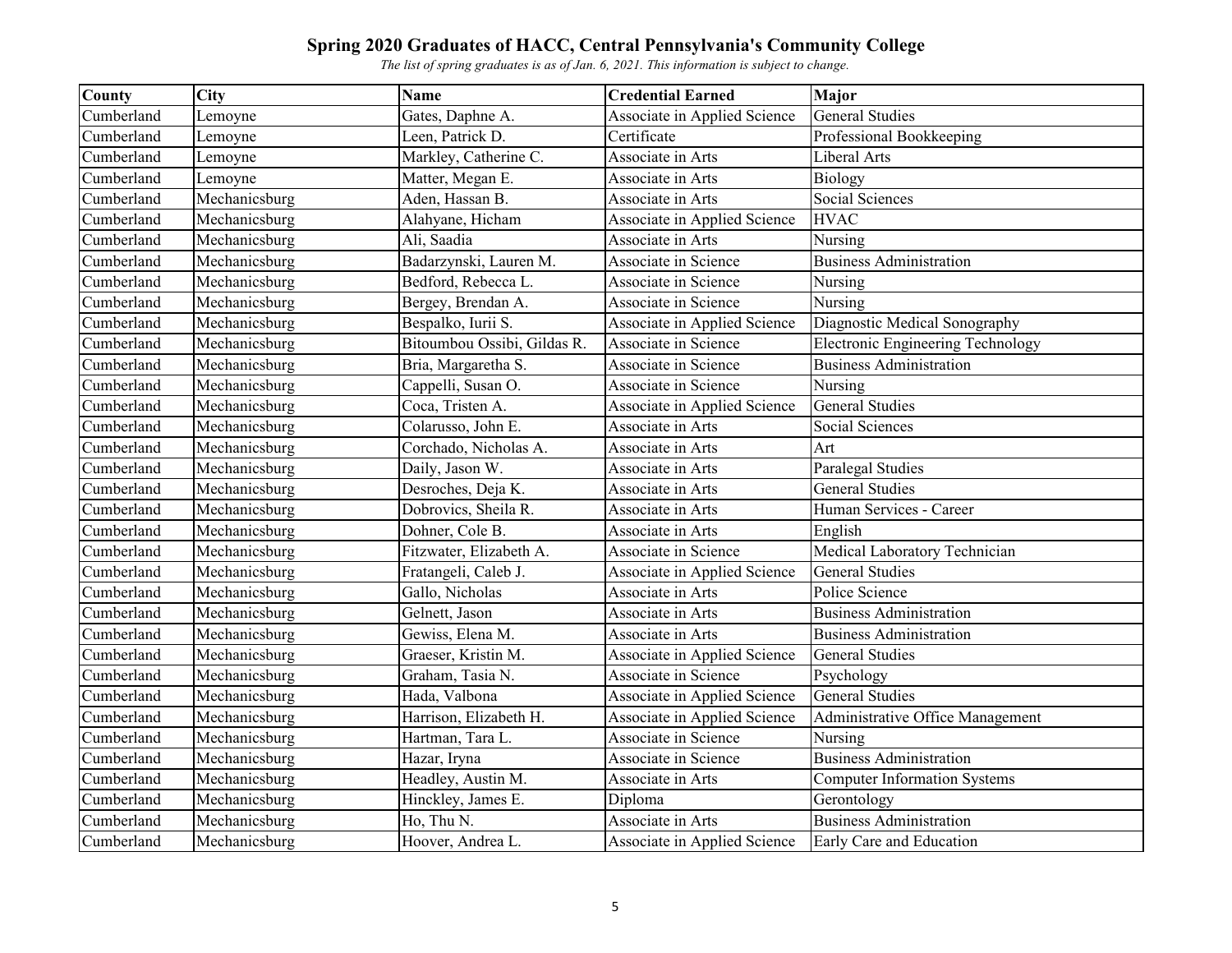# Spring 2020 Graduates of HACC, Central Pennsylvania's Community College

*The list of spring graduates is as of Jan. 6, 2021. This information is subject to change.*

| County | City | Name | Credential Earned | Major |
|---|---|---|---|---|
| Cumberland | Lemoyne | Gates, Daphne A. | Associate in Applied Science | General Studies |
| Cumberland | Lemoyne | Leen, Patrick D. | Certificate | Professional Bookkeeping |
| Cumberland | Lemoyne | Markley, Catherine C. | Associate in Arts | Liberal Arts |
| Cumberland | Lemoyne | Matter, Megan E. | Associate in Arts | Biology |
| Cumberland | Mechanicsburg | Aden, Hassan B. | Associate in Arts | Social Sciences |
| Cumberland | Mechanicsburg | Alahyane, Hicham | Associate in Applied Science | HVAC |
| Cumberland | Mechanicsburg | Ali, Saadia | Associate in Arts | Nursing |
| Cumberland | Mechanicsburg | Badarzynski, Lauren M. | Associate in Science | Business Administration |
| Cumberland | Mechanicsburg | Bedford, Rebecca L. | Associate in Science | Nursing |
| Cumberland | Mechanicsburg | Bergey, Brendan A. | Associate in Science | Nursing |
| Cumberland | Mechanicsburg | Bespalko, Iurii S. | Associate in Applied Science | Diagnostic Medical Sonography |
| Cumberland | Mechanicsburg | Bitoumbou Ossibi, Gildas R. | Associate in Science | Electronic Engineering Technology |
| Cumberland | Mechanicsburg | Bria, Margaretha S. | Associate in Science | Business Administration |
| Cumberland | Mechanicsburg | Cappelli, Susan O. | Associate in Science | Nursing |
| Cumberland | Mechanicsburg | Coca, Tristen A. | Associate in Applied Science | General Studies |
| Cumberland | Mechanicsburg | Colarusso, John E. | Associate in Arts | Social Sciences |
| Cumberland | Mechanicsburg | Corchado, Nicholas A. | Associate in Arts | Art |
| Cumberland | Mechanicsburg | Daily, Jason W. | Associate in Arts | Paralegal Studies |
| Cumberland | Mechanicsburg | Desroches, Deja K. | Associate in Arts | General Studies |
| Cumberland | Mechanicsburg | Dobrovics, Sheila R. | Associate in Arts | Human Services - Career |
| Cumberland | Mechanicsburg | Dohner, Cole B. | Associate in Arts | English |
| Cumberland | Mechanicsburg | Fitzwater, Elizabeth A. | Associate in Science | Medical Laboratory Technician |
| Cumberland | Mechanicsburg | Fratangeli, Caleb J. | Associate in Applied Science | General Studies |
| Cumberland | Mechanicsburg | Gallo, Nicholas | Associate in Arts | Police Science |
| Cumberland | Mechanicsburg | Gelnett, Jason | Associate in Arts | Business Administration |
| Cumberland | Mechanicsburg | Gewiss, Elena M. | Associate in Arts | Business Administration |
| Cumberland | Mechanicsburg | Graeser, Kristin M. | Associate in Applied Science | General Studies |
| Cumberland | Mechanicsburg | Graham, Tasia N. | Associate in Science | Psychology |
| Cumberland | Mechanicsburg | Hada, Valbona | Associate in Applied Science | General Studies |
| Cumberland | Mechanicsburg | Harrison, Elizabeth H. | Associate in Applied Science | Administrative Office Management |
| Cumberland | Mechanicsburg | Hartman, Tara L. | Associate in Science | Nursing |
| Cumberland | Mechanicsburg | Hazar, Iryna | Associate in Science | Business Administration |
| Cumberland | Mechanicsburg | Headley, Austin M. | Associate in Arts | Computer Information Systems |
| Cumberland | Mechanicsburg | Hinckley, James E. | Diploma | Gerontology |
| Cumberland | Mechanicsburg | Ho, Thu N. | Associate in Arts | Business Administration |
| Cumberland | Mechanicsburg | Hoover, Andrea L. | Associate in Applied Science | Early Care and Education |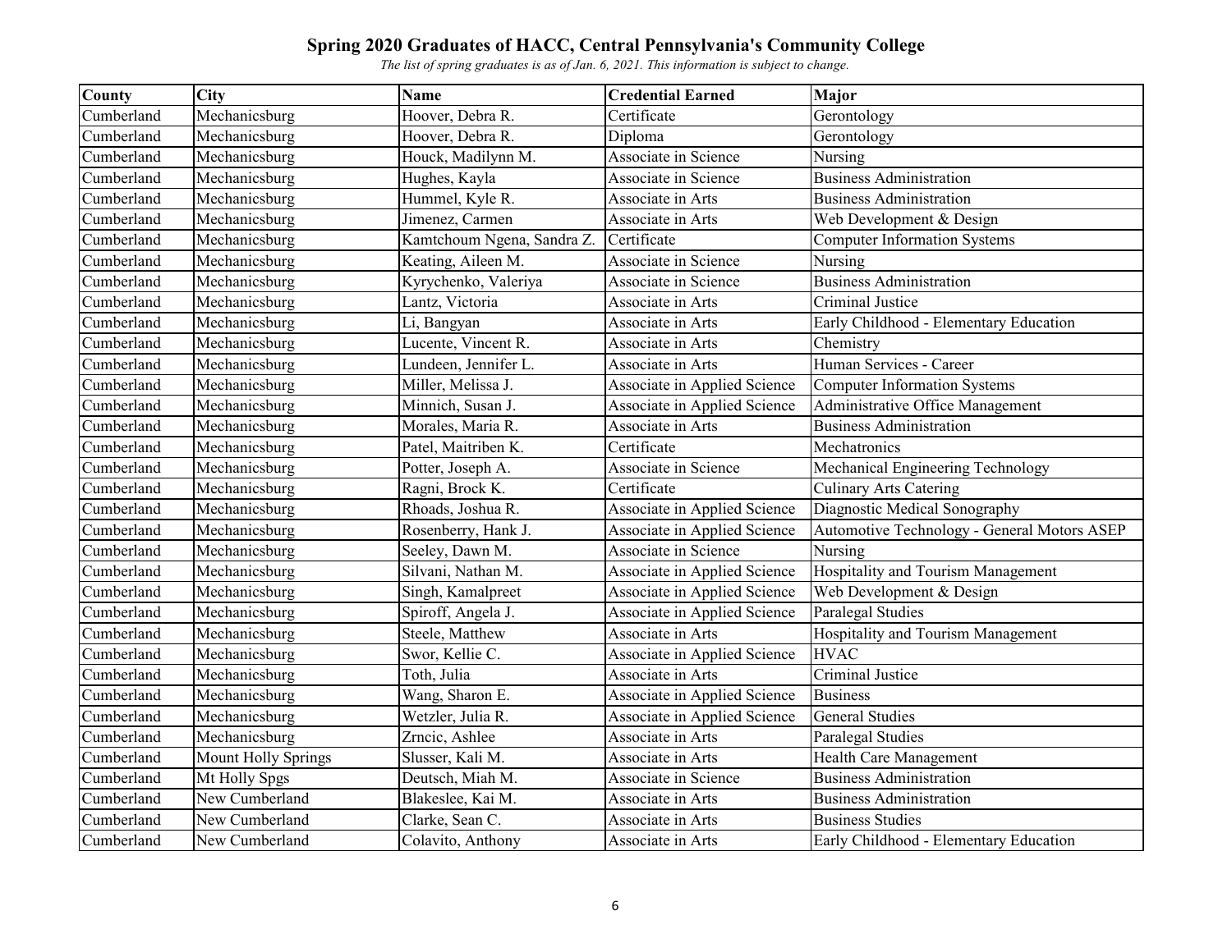# Spring 2020 Graduates of HACC, Central Pennsylvania's Community College

*The list of spring graduates is as of Jan. 6, 2021. This information is subject to change.*

| County | City | Name | Credential Earned | Major |
|---|---|---|---|---|
| Cumberland | Mechanicsburg | Hoover, Debra R. | Certificate | Gerontology |
| Cumberland | Mechanicsburg | Hoover, Debra R. | Diploma | Gerontology |
| Cumberland | Mechanicsburg | Houck, Madilynn M. | Associate in Science | Nursing |
| Cumberland | Mechanicsburg | Hughes, Kayla | Associate in Science | Business Administration |
| Cumberland | Mechanicsburg | Hummel, Kyle R. | Associate in Arts | Business Administration |
| Cumberland | Mechanicsburg | Jimenez, Carmen | Associate in Arts | Web Development & Design |
| Cumberland | Mechanicsburg | Kamtchoum Ngena, Sandra Z. | Certificate | Computer Information Systems |
| Cumberland | Mechanicsburg | Keating, Aileen M. | Associate in Science | Nursing |
| Cumberland | Mechanicsburg | Kyrychenko, Valeriya | Associate in Science | Business Administration |
| Cumberland | Mechanicsburg | Lantz, Victoria | Associate in Arts | Criminal Justice |
| Cumberland | Mechanicsburg | Li, Bangyan | Associate in Arts | Early Childhood - Elementary Education |
| Cumberland | Mechanicsburg | Lucente, Vincent R. | Associate in Arts | Chemistry |
| Cumberland | Mechanicsburg | Lundeen, Jennifer L. | Associate in Arts | Human Services - Career |
| Cumberland | Mechanicsburg | Miller, Melissa J. | Associate in Applied Science | Computer Information Systems |
| Cumberland | Mechanicsburg | Minnich, Susan J. | Associate in Applied Science | Administrative Office Management |
| Cumberland | Mechanicsburg | Morales, Maria R. | Associate in Arts | Business Administration |
| Cumberland | Mechanicsburg | Patel, Maitriben K. | Certificate | Mechatronics |
| Cumberland | Mechanicsburg | Potter, Joseph A. | Associate in Science | Mechanical Engineering Technology |
| Cumberland | Mechanicsburg | Ragni, Brock K. | Certificate | Culinary Arts Catering |
| Cumberland | Mechanicsburg | Rhoads, Joshua R. | Associate in Applied Science | Diagnostic Medical Sonography |
| Cumberland | Mechanicsburg | Rosenberry, Hank J. | Associate in Applied Science | Automotive Technology - General Motors ASEP |
| Cumberland | Mechanicsburg | Seeley, Dawn M. | Associate in Science | Nursing |
| Cumberland | Mechanicsburg | Silvani, Nathan M. | Associate in Applied Science | Hospitality and Tourism Management |
| Cumberland | Mechanicsburg | Singh, Kamalpreet | Associate in Applied Science | Web Development & Design |
| Cumberland | Mechanicsburg | Spiroff, Angela J. | Associate in Applied Science | Paralegal Studies |
| Cumberland | Mechanicsburg | Steele, Matthew | Associate in Arts | Hospitality and Tourism Management |
| Cumberland | Mechanicsburg | Swor, Kellie C. | Associate in Applied Science | HVAC |
| Cumberland | Mechanicsburg | Toth, Julia | Associate in Arts | Criminal Justice |
| Cumberland | Mechanicsburg | Wang, Sharon E. | Associate in Applied Science | Business |
| Cumberland | Mechanicsburg | Wetzler, Julia R. | Associate in Applied Science | General Studies |
| Cumberland | Mechanicsburg | Zrncic, Ashlee | Associate in Arts | Paralegal Studies |
| Cumberland | Mount Holly Springs | Slusser, Kali M. | Associate in Arts | Health Care Management |
| Cumberland | Mt Holly Spgs | Deutsch, Miah M. | Associate in Science | Business Administration |
| Cumberland | New Cumberland | Blakeslee, Kai M. | Associate in Arts | Business Administration |
| Cumberland | New Cumberland | Clarke, Sean C. | Associate in Arts | Business Studies |
| Cumberland | New Cumberland | Colavito, Anthony | Associate in Arts | Early Childhood - Elementary Education |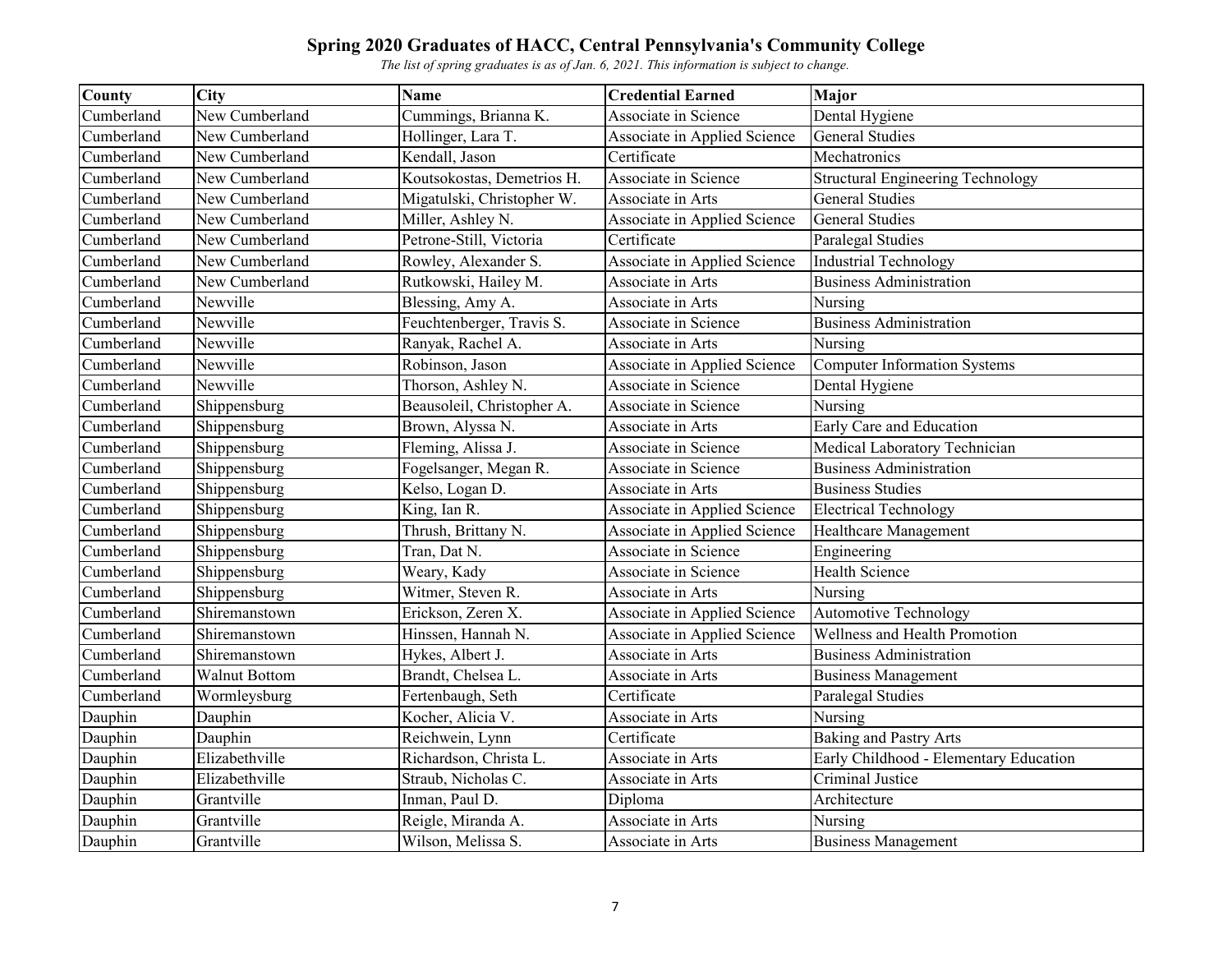# Spring 2020 Graduates of HACC, Central Pennsylvania's Community College

*The list of spring graduates is as of Jan. 6, 2021. This information is subject to change.*

| County | City | Name | Credential Earned | Major |
|---|---|---|---|---|
| Cumberland | New Cumberland | Cummings, Brianna K. | Associate in Science | Dental Hygiene |
| Cumberland | New Cumberland | Hollinger, Lara T. | Associate in Applied Science | General Studies |
| Cumberland | New Cumberland | Kendall, Jason | Certificate | Mechatronics |
| Cumberland | New Cumberland | Koutsokostas, Demetrios H. | Associate in Science | Structural Engineering Technology |
| Cumberland | New Cumberland | Migatulski, Christopher W. | Associate in Arts | General Studies |
| Cumberland | New Cumberland | Miller, Ashley N. | Associate in Applied Science | General Studies |
| Cumberland | New Cumberland | Petrone-Still, Victoria | Certificate | Paralegal Studies |
| Cumberland | New Cumberland | Rowley, Alexander S. | Associate in Applied Science | Industrial Technology |
| Cumberland | New Cumberland | Rutkowski, Hailey M. | Associate in Arts | Business Administration |
| Cumberland | Newville | Blessing, Amy A. | Associate in Arts | Nursing |
| Cumberland | Newville | Feuchtenberger, Travis S. | Associate in Science | Business Administration |
| Cumberland | Newville | Ranyak, Rachel A. | Associate in Arts | Nursing |
| Cumberland | Newville | Robinson, Jason | Associate in Applied Science | Computer Information Systems |
| Cumberland | Newville | Thorson, Ashley N. | Associate in Science | Dental Hygiene |
| Cumberland | Shippensburg | Beausoleil, Christopher A. | Associate in Science | Nursing |
| Cumberland | Shippensburg | Brown, Alyssa N. | Associate in Arts | Early Care and Education |
| Cumberland | Shippensburg | Fleming, Alissa J. | Associate in Science | Medical Laboratory Technician |
| Cumberland | Shippensburg | Fogelsanger, Megan R. | Associate in Science | Business Administration |
| Cumberland | Shippensburg | Kelso, Logan D. | Associate in Arts | Business Studies |
| Cumberland | Shippensburg | King, Ian R. | Associate in Applied Science | Electrical Technology |
| Cumberland | Shippensburg | Thrush, Brittany N. | Associate in Applied Science | Healthcare Management |
| Cumberland | Shippensburg | Tran, Dat N. | Associate in Science | Engineering |
| Cumberland | Shippensburg | Weary, Kady | Associate in Science | Health Science |
| Cumberland | Shippensburg | Witmer, Steven R. | Associate in Arts | Nursing |
| Cumberland | Shiremanstown | Erickson, Zeren X. | Associate in Applied Science | Automotive Technology |
| Cumberland | Shiremanstown | Hinssen, Hannah N. | Associate in Applied Science | Wellness and Health Promotion |
| Cumberland | Shiremanstown | Hykes, Albert J. | Associate in Arts | Business Administration |
| Cumberland | Walnut Bottom | Brandt, Chelsea L. | Associate in Arts | Business Management |
| Cumberland | Wormleysburg | Fertenbaugh, Seth | Certificate | Paralegal Studies |
| Dauphin | Dauphin | Kocher, Alicia V. | Associate in Arts | Nursing |
| Dauphin | Dauphin | Reichwein, Lynn | Certificate | Baking and Pastry Arts |
| Dauphin | Elizabethville | Richardson, Christa L. | Associate in Arts | Early Childhood - Elementary Education |
| Dauphin | Elizabethville | Straub, Nicholas C. | Associate in Arts | Criminal Justice |
| Dauphin | Grantville | Inman, Paul D. | Diploma | Architecture |
| Dauphin | Grantville | Reigle, Miranda A. | Associate in Arts | Nursing |
| Dauphin | Grantville | Wilson, Melissa S. | Associate in Arts | Business Management |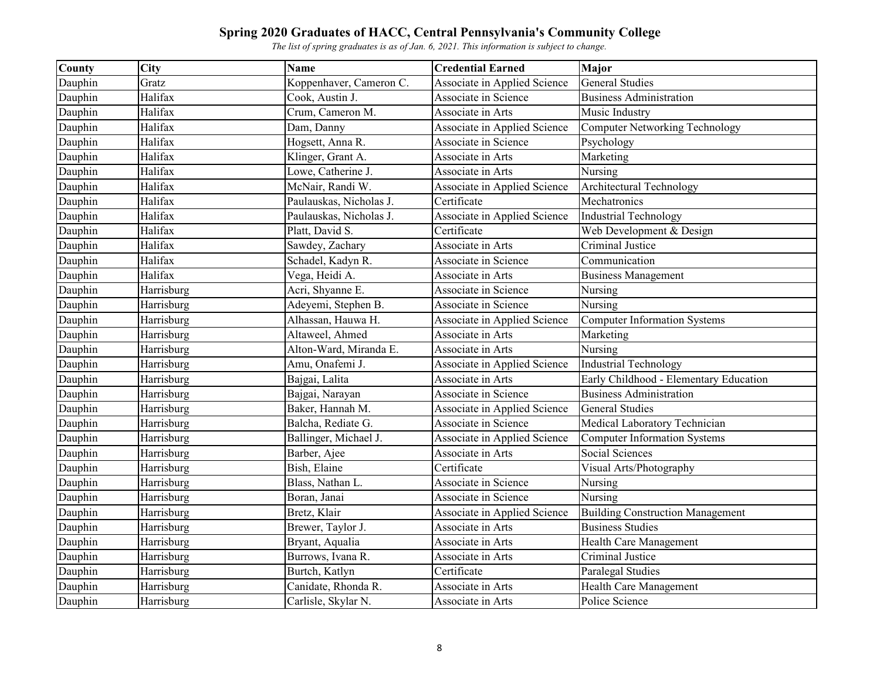# Spring 2020 Graduates of HACC, Central Pennsylvania's Community College

*The list of spring graduates is as of Jan. 6, 2021. This information is subject to change.*

| County | City | Name | Credential Earned | Major |
|---|---|---|---|---|
| Dauphin | Gratz | Koppenhaver, Cameron C. | Associate in Applied Science | General Studies |
| Dauphin | Halifax | Cook, Austin J. | Associate in Science | Business Administration |
| Dauphin | Halifax | Crum, Cameron M. | Associate in Arts | Music Industry |
| Dauphin | Halifax | Dam, Danny | Associate in Applied Science | Computer Networking Technology |
| Dauphin | Halifax | Hogsett, Anna R. | Associate in Science | Psychology |
| Dauphin | Halifax | Klinger, Grant A. | Associate in Arts | Marketing |
| Dauphin | Halifax | Lowe, Catherine J. | Associate in Arts | Nursing |
| Dauphin | Halifax | McNair, Randi W. | Associate in Applied Science | Architectural Technology |
| Dauphin | Halifax | Paulauskas, Nicholas J. | Certificate | Mechatronics |
| Dauphin | Halifax | Paulauskas, Nicholas J. | Associate in Applied Science | Industrial Technology |
| Dauphin | Halifax | Platt, David S. | Certificate | Web Development & Design |
| Dauphin | Halifax | Sawdey, Zachary | Associate in Arts | Criminal Justice |
| Dauphin | Halifax | Schadel, Kadyn R. | Associate in Science | Communication |
| Dauphin | Halifax | Vega, Heidi A. | Associate in Arts | Business Management |
| Dauphin | Harrisburg | Acri, Shyanne E. | Associate in Science | Nursing |
| Dauphin | Harrisburg | Adeyemi, Stephen B. | Associate in Science | Nursing |
| Dauphin | Harrisburg | Alhassan, Hauwa H. | Associate in Applied Science | Computer Information Systems |
| Dauphin | Harrisburg | Altaweel, Ahmed | Associate in Arts | Marketing |
| Dauphin | Harrisburg | Alton-Ward, Miranda E. | Associate in Arts | Nursing |
| Dauphin | Harrisburg | Amu, Onafemi J. | Associate in Applied Science | Industrial Technology |
| Dauphin | Harrisburg | Bajgai, Lalita | Associate in Arts | Early Childhood - Elementary Education |
| Dauphin | Harrisburg | Bajgai, Narayan | Associate in Science | Business Administration |
| Dauphin | Harrisburg | Baker, Hannah M. | Associate in Applied Science | General Studies |
| Dauphin | Harrisburg | Balcha, Rediate G. | Associate in Science | Medical Laboratory Technician |
| Dauphin | Harrisburg | Ballinger, Michael J. | Associate in Applied Science | Computer Information Systems |
| Dauphin | Harrisburg | Barber, Ajee | Associate in Arts | Social Sciences |
| Dauphin | Harrisburg | Bish, Elaine | Certificate | Visual Arts/Photography |
| Dauphin | Harrisburg | Blass, Nathan L. | Associate in Science | Nursing |
| Dauphin | Harrisburg | Boran, Janai | Associate in Science | Nursing |
| Dauphin | Harrisburg | Bretz, Klair | Associate in Applied Science | Building Construction Management |
| Dauphin | Harrisburg | Brewer, Taylor J. | Associate in Arts | Business Studies |
| Dauphin | Harrisburg | Bryant, Aqualia | Associate in Arts | Health Care Management |
| Dauphin | Harrisburg | Burrows, Ivana R. | Associate in Arts | Criminal Justice |
| Dauphin | Harrisburg | Burtch, Katlyn | Certificate | Paralegal Studies |
| Dauphin | Harrisburg | Canidate, Rhonda R. | Associate in Arts | Health Care Management |
| Dauphin | Harrisburg | Carlisle, Skylar N. | Associate in Arts | Police Science |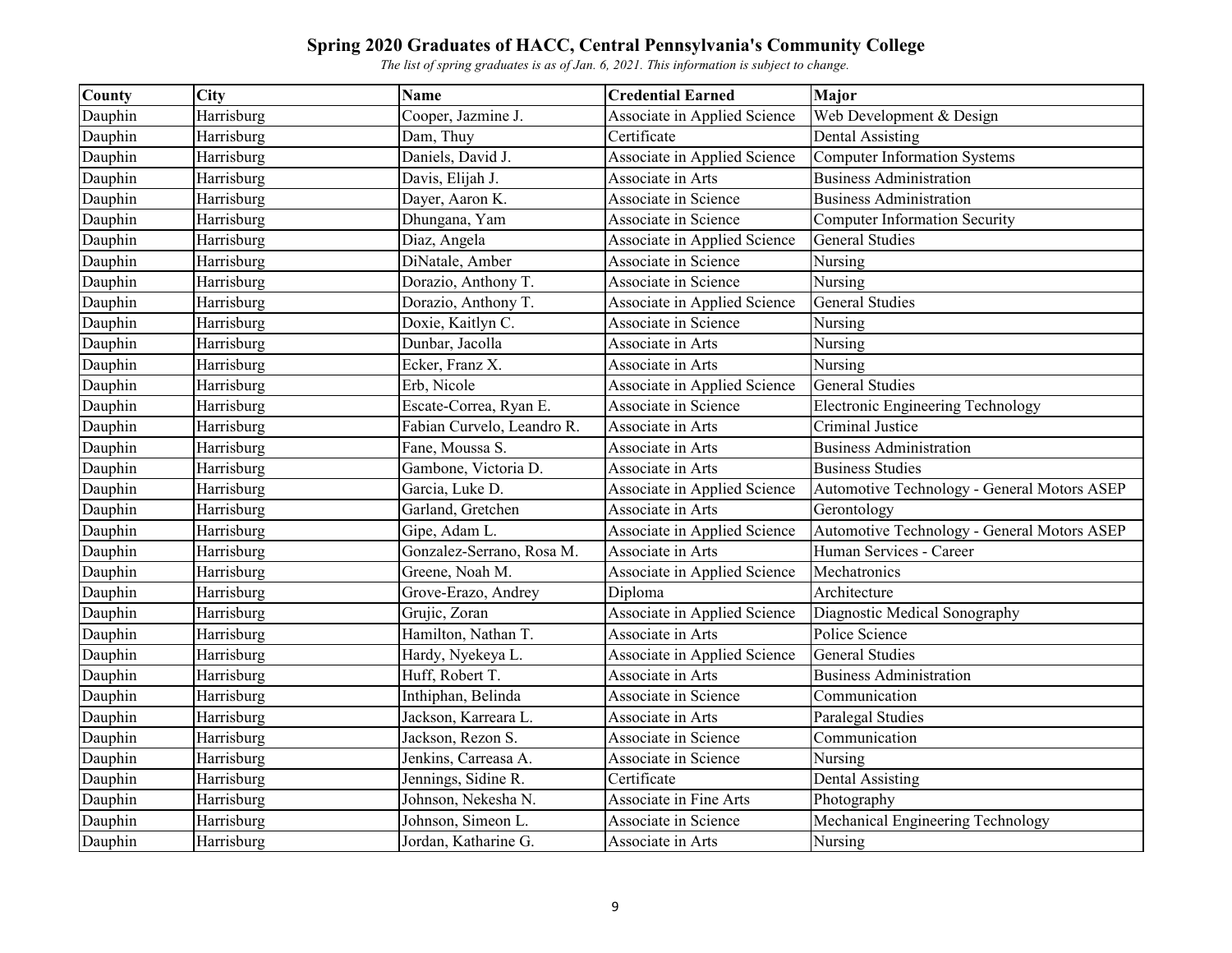# Spring 2020 Graduates of HACC, Central Pennsylvania's Community College

*The list of spring graduates is as of Jan. 6, 2021. This information is subject to change.*

| County | City | Name | Credential Earned | Major |
|---|---|---|---|---|
| Dauphin | Harrisburg | Cooper, Jazmine J. | Associate in Applied Science | Web Development & Design |
| Dauphin | Harrisburg | Dam, Thuy | Certificate | Dental Assisting |
| Dauphin | Harrisburg | Daniels, David J. | Associate in Applied Science | Computer Information Systems |
| Dauphin | Harrisburg | Davis, Elijah J. | Associate in Arts | Business Administration |
| Dauphin | Harrisburg | Dayer, Aaron K. | Associate in Science | Business Administration |
| Dauphin | Harrisburg | Dhungana, Yam | Associate in Science | Computer Information Security |
| Dauphin | Harrisburg | Diaz, Angela | Associate in Applied Science | General Studies |
| Dauphin | Harrisburg | DiNatale, Amber | Associate in Science | Nursing |
| Dauphin | Harrisburg | Dorazio, Anthony T. | Associate in Science | Nursing |
| Dauphin | Harrisburg | Dorazio, Anthony T. | Associate in Applied Science | General Studies |
| Dauphin | Harrisburg | Doxie, Kaitlyn C. | Associate in Science | Nursing |
| Dauphin | Harrisburg | Dunbar, Jacolla | Associate in Arts | Nursing |
| Dauphin | Harrisburg | Ecker, Franz X. | Associate in Arts | Nursing |
| Dauphin | Harrisburg | Erb, Nicole | Associate in Applied Science | General Studies |
| Dauphin | Harrisburg | Escate-Correa, Ryan E. | Associate in Science | Electronic Engineering Technology |
| Dauphin | Harrisburg | Fabian Curvelo, Leandro R. | Associate in Arts | Criminal Justice |
| Dauphin | Harrisburg | Fane, Moussa S. | Associate in Arts | Business Administration |
| Dauphin | Harrisburg | Gambone, Victoria D. | Associate in Arts | Business Studies |
| Dauphin | Harrisburg | Garcia, Luke D. | Associate in Applied Science | Automotive Technology - General Motors ASEP |
| Dauphin | Harrisburg | Garland, Gretchen | Associate in Arts | Gerontology |
| Dauphin | Harrisburg | Gipe, Adam L. | Associate in Applied Science | Automotive Technology - General Motors ASEP |
| Dauphin | Harrisburg | Gonzalez-Serrano, Rosa M. | Associate in Arts | Human Services - Career |
| Dauphin | Harrisburg | Greene, Noah M. | Associate in Applied Science | Mechatronics |
| Dauphin | Harrisburg | Grove-Erazo, Andrey | Diploma | Architecture |
| Dauphin | Harrisburg | Grujic, Zoran | Associate in Applied Science | Diagnostic Medical Sonography |
| Dauphin | Harrisburg | Hamilton, Nathan T. | Associate in Arts | Police Science |
| Dauphin | Harrisburg | Hardy, Nyekeya L. | Associate in Applied Science | General Studies |
| Dauphin | Harrisburg | Huff, Robert T. | Associate in Arts | Business Administration |
| Dauphin | Harrisburg | Inthiphan, Belinda | Associate in Science | Communication |
| Dauphin | Harrisburg | Jackson, Karreara L. | Associate in Arts | Paralegal Studies |
| Dauphin | Harrisburg | Jackson, Rezon S. | Associate in Science | Communication |
| Dauphin | Harrisburg | Jenkins, Carreasa A. | Associate in Science | Nursing |
| Dauphin | Harrisburg | Jennings, Sidine R. | Certificate | Dental Assisting |
| Dauphin | Harrisburg | Johnson, Nekesha N. | Associate in Fine Arts | Photography |
| Dauphin | Harrisburg | Johnson, Simeon L. | Associate in Science | Mechanical Engineering Technology |
| Dauphin | Harrisburg | Jordan, Katharine G. | Associate in Arts | Nursing |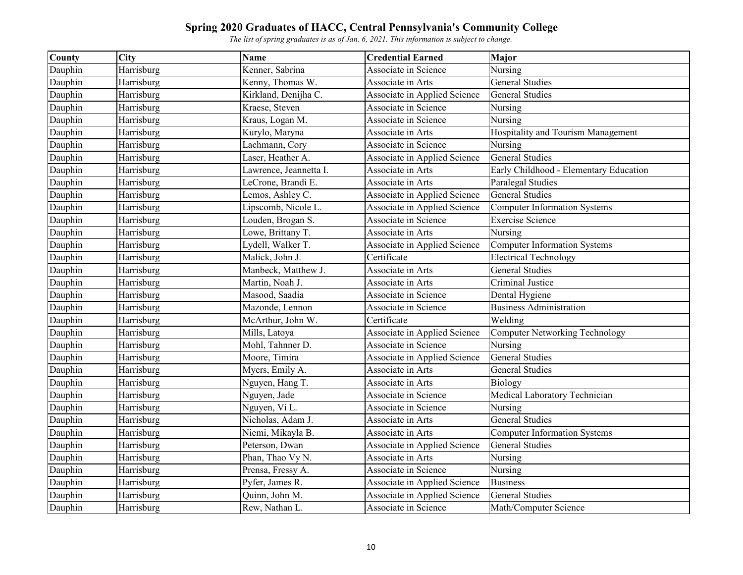# Spring 2020 Graduates of HACC, Central Pennsylvania's Community College

*The list of spring graduates is as of Jan. 6, 2021. This information is subject to change.*

| County | City | Name | Credential Earned | Major |
|---|---|---|---|---|
| Dauphin | Harrisburg | Kenner, Sabrina | Associate in Science | Nursing |
| Dauphin | Harrisburg | Kenny, Thomas W. | Associate in Arts | General Studies |
| Dauphin | Harrisburg | Kirkland, Denijha C. | Associate in Applied Science | General Studies |
| Dauphin | Harrisburg | Kraese, Steven | Associate in Science | Nursing |
| Dauphin | Harrisburg | Kraus, Logan M. | Associate in Science | Nursing |
| Dauphin | Harrisburg | Kurylo, Maryna | Associate in Arts | Hospitality and Tourism Management |
| Dauphin | Harrisburg | Lachmann, Cory | Associate in Science | Nursing |
| Dauphin | Harrisburg | Laser, Heather A. | Associate in Applied Science | General Studies |
| Dauphin | Harrisburg | Lawrence, Jeannetta I. | Associate in Arts | Early Childhood - Elementary Education |
| Dauphin | Harrisburg | LeCrone, Brandi E. | Associate in Arts | Paralegal Studies |
| Dauphin | Harrisburg | Lemos, Ashley C. | Associate in Applied Science | General Studies |
| Dauphin | Harrisburg | Lipscomb, Nicole L. | Associate in Applied Science | Computer Information Systems |
| Dauphin | Harrisburg | Louden, Brogan S. | Associate in Science | Exercise Science |
| Dauphin | Harrisburg | Lowe, Brittany T. | Associate in Arts | Nursing |
| Dauphin | Harrisburg | Lydell, Walker T. | Associate in Applied Science | Computer Information Systems |
| Dauphin | Harrisburg | Malick, John J. | Certificate | Electrical Technology |
| Dauphin | Harrisburg | Manbeck, Matthew J. | Associate in Arts | General Studies |
| Dauphin | Harrisburg | Martin, Noah J. | Associate in Arts | Criminal Justice |
| Dauphin | Harrisburg | Masood, Saadia | Associate in Science | Dental Hygiene |
| Dauphin | Harrisburg | Mazonde, Lennon | Associate in Science | Business Administration |
| Dauphin | Harrisburg | McArthur, John W. | Certificate | Welding |
| Dauphin | Harrisburg | Mills, Latoya | Associate in Applied Science | Computer Networking Technology |
| Dauphin | Harrisburg | Mohl, Tahnner D. | Associate in Science | Nursing |
| Dauphin | Harrisburg | Moore, Timira | Associate in Applied Science | General Studies |
| Dauphin | Harrisburg | Myers, Emily A. | Associate in Arts | General Studies |
| Dauphin | Harrisburg | Nguyen, Hang T. | Associate in Arts | Biology |
| Dauphin | Harrisburg | Nguyen, Jade | Associate in Science | Medical Laboratory Technician |
| Dauphin | Harrisburg | Nguyen, Vi L. | Associate in Science | Nursing |
| Dauphin | Harrisburg | Nicholas, Adam J. | Associate in Arts | General Studies |
| Dauphin | Harrisburg | Niemi, Mikayla B. | Associate in Arts | Computer Information Systems |
| Dauphin | Harrisburg | Peterson, Dwan | Associate in Applied Science | General Studies |
| Dauphin | Harrisburg | Phan, Thao Vy N. | Associate in Arts | Nursing |
| Dauphin | Harrisburg | Prensa, Fressy A. | Associate in Science | Nursing |
| Dauphin | Harrisburg | Pyfer, James R. | Associate in Applied Science | Business |
| Dauphin | Harrisburg | Quinn, John M. | Associate in Applied Science | General Studies |
| Dauphin | Harrisburg | Rew, Nathan L. | Associate in Science | Math/Computer Science |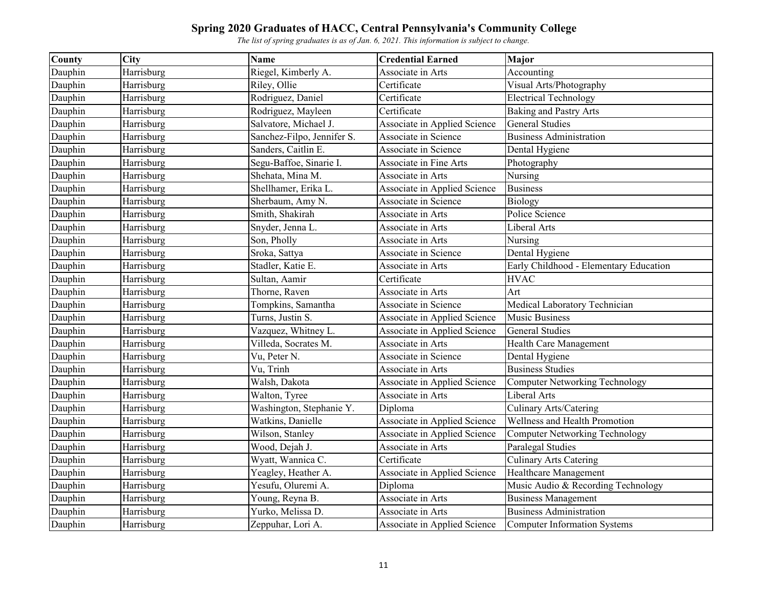# Spring 2020 Graduates of HACC, Central Pennsylvania's Community College

*The list of spring graduates is as of Jan. 6, 2021. This information is subject to change.*

| County | City | Name | Credential Earned | Major |
|---|---|---|---|---|
| Dauphin | Harrisburg | Riegel, Kimberly A. | Associate in Arts | Accounting |
| Dauphin | Harrisburg | Riley, Ollie | Certificate | Visual Arts/Photography |
| Dauphin | Harrisburg | Rodriguez, Daniel | Certificate | Electrical Technology |
| Dauphin | Harrisburg | Rodriguez, Mayleen | Certificate | Baking and Pastry Arts |
| Dauphin | Harrisburg | Salvatore, Michael J. | Associate in Applied Science | General Studies |
| Dauphin | Harrisburg | Sanchez-Filpo, Jennifer S. | Associate in Science | Business Administration |
| Dauphin | Harrisburg | Sanders, Caitlin E. | Associate in Science | Dental Hygiene |
| Dauphin | Harrisburg | Segu-Baffoe, Sinarie I. | Associate in Fine Arts | Photography |
| Dauphin | Harrisburg | Shehata, Mina M. | Associate in Arts | Nursing |
| Dauphin | Harrisburg | Shellhamer, Erika L. | Associate in Applied Science | Business |
| Dauphin | Harrisburg | Sherbaum, Amy N. | Associate in Science | Biology |
| Dauphin | Harrisburg | Smith, Shakirah | Associate in Arts | Police Science |
| Dauphin | Harrisburg | Snyder, Jenna L. | Associate in Arts | Liberal Arts |
| Dauphin | Harrisburg | Son, Pholly | Associate in Arts | Nursing |
| Dauphin | Harrisburg | Sroka, Sattya | Associate in Science | Dental Hygiene |
| Dauphin | Harrisburg | Stadler, Katie E. | Associate in Arts | Early Childhood - Elementary Education |
| Dauphin | Harrisburg | Sultan, Aamir | Certificate | HVAC |
| Dauphin | Harrisburg | Thorne, Raven | Associate in Arts | Art |
| Dauphin | Harrisburg | Tompkins, Samantha | Associate in Science | Medical Laboratory Technician |
| Dauphin | Harrisburg | Turns, Justin S. | Associate in Applied Science | Music Business |
| Dauphin | Harrisburg | Vazquez, Whitney L. | Associate in Applied Science | General Studies |
| Dauphin | Harrisburg | Villeda, Socrates M. | Associate in Arts | Health Care Management |
| Dauphin | Harrisburg | Vu, Peter N. | Associate in Science | Dental Hygiene |
| Dauphin | Harrisburg | Vu, Trinh | Associate in Arts | Business Studies |
| Dauphin | Harrisburg | Walsh, Dakota | Associate in Applied Science | Computer Networking Technology |
| Dauphin | Harrisburg | Walton, Tyree | Associate in Arts | Liberal Arts |
| Dauphin | Harrisburg | Washington, Stephanie Y. | Diploma | Culinary Arts/Catering |
| Dauphin | Harrisburg | Watkins, Danielle | Associate in Applied Science | Wellness and Health Promotion |
| Dauphin | Harrisburg | Wilson, Stanley | Associate in Applied Science | Computer Networking Technology |
| Dauphin | Harrisburg | Wood, Dejah J. | Associate in Arts | Paralegal Studies |
| Dauphin | Harrisburg | Wyatt, Wannica C. | Certificate | Culinary Arts Catering |
| Dauphin | Harrisburg | Yeagley, Heather A. | Associate in Applied Science | Healthcare Management |
| Dauphin | Harrisburg | Yesufu, Oluremi A. | Diploma | Music Audio & Recording Technology |
| Dauphin | Harrisburg | Young, Reyna B. | Associate in Arts | Business Management |
| Dauphin | Harrisburg | Yurko, Melissa D. | Associate in Arts | Business Administration |
| Dauphin | Harrisburg | Zeppuhar, Lori A. | Associate in Applied Science | Computer Information Systems |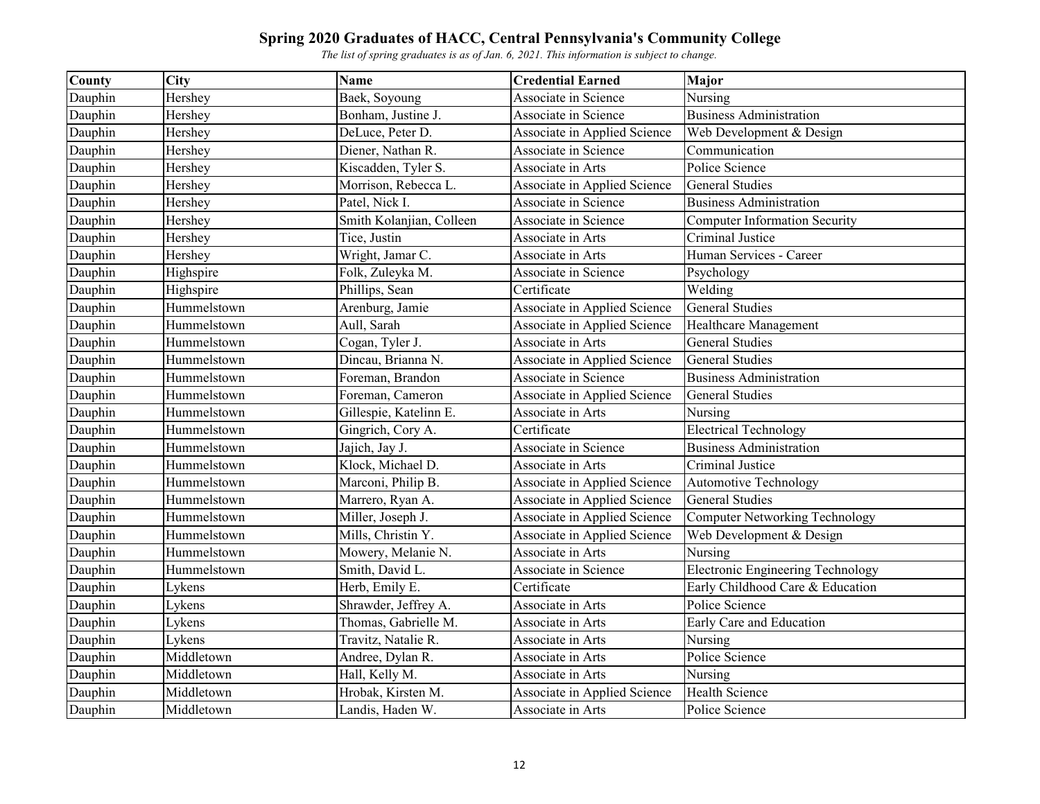# Spring 2020 Graduates of HACC, Central Pennsylvania's Community College

*The list of spring graduates is as of Jan. 6, 2021. This information is subject to change.*

| County | City | Name | Credential Earned | Major |
|---|---|---|---|---|
| Dauphin | Hershey | Baek, Soyoung | Associate in Science | Nursing |
| Dauphin | Hershey | Bonham, Justine J. | Associate in Science | Business Administration |
| Dauphin | Hershey | DeLuce, Peter D. | Associate in Applied Science | Web Development & Design |
| Dauphin | Hershey | Diener, Nathan R. | Associate in Science | Communication |
| Dauphin | Hershey | Kiscadden, Tyler S. | Associate in Arts | Police Science |
| Dauphin | Hershey | Morrison, Rebecca L. | Associate in Applied Science | General Studies |
| Dauphin | Hershey | Patel, Nick I. | Associate in Science | Business Administration |
| Dauphin | Hershey | Smith Kolanjian, Colleen | Associate in Science | Computer Information Security |
| Dauphin | Hershey | Tice, Justin | Associate in Arts | Criminal Justice |
| Dauphin | Hershey | Wright, Jamar C. | Associate in Arts | Human Services - Career |
| Dauphin | Highspire | Folk, Zuleyka M. | Associate in Science | Psychology |
| Dauphin | Highspire | Phillips, Sean | Certificate | Welding |
| Dauphin | Hummelstown | Arenburg, Jamie | Associate in Applied Science | General Studies |
| Dauphin | Hummelstown | Aull, Sarah | Associate in Applied Science | Healthcare Management |
| Dauphin | Hummelstown | Cogan, Tyler J. | Associate in Arts | General Studies |
| Dauphin | Hummelstown | Dincau, Brianna N. | Associate in Applied Science | General Studies |
| Dauphin | Hummelstown | Foreman, Brandon | Associate in Science | Business Administration |
| Dauphin | Hummelstown | Foreman, Cameron | Associate in Applied Science | General Studies |
| Dauphin | Hummelstown | Gillespie, Katelinn E. | Associate in Arts | Nursing |
| Dauphin | Hummelstown | Gingrich, Cory A. | Certificate | Electrical Technology |
| Dauphin | Hummelstown | Jajich, Jay J. | Associate in Science | Business Administration |
| Dauphin | Hummelstown | Klock, Michael D. | Associate in Arts | Criminal Justice |
| Dauphin | Hummelstown | Marconi, Philip B. | Associate in Applied Science | Automotive Technology |
| Dauphin | Hummelstown | Marrero, Ryan A. | Associate in Applied Science | General Studies |
| Dauphin | Hummelstown | Miller, Joseph J. | Associate in Applied Science | Computer Networking Technology |
| Dauphin | Hummelstown | Mills, Christin Y. | Associate in Applied Science | Web Development & Design |
| Dauphin | Hummelstown | Mowery, Melanie N. | Associate in Arts | Nursing |
| Dauphin | Hummelstown | Smith, David L. | Associate in Science | Electronic Engineering Technology |
| Dauphin | Lykens | Herb, Emily E. | Certificate | Early Childhood Care & Education |
| Dauphin | Lykens | Shrawder, Jeffrey A. | Associate in Arts | Police Science |
| Dauphin | Lykens | Thomas, Gabrielle M. | Associate in Arts | Early Care and Education |
| Dauphin | Lykens | Travitz, Natalie R. | Associate in Arts | Nursing |
| Dauphin | Middletown | Andree, Dylan R. | Associate in Arts | Police Science |
| Dauphin | Middletown | Hall, Kelly M. | Associate in Arts | Nursing |
| Dauphin | Middletown | Hrobak, Kirsten M. | Associate in Applied Science | Health Science |
| Dauphin | Middletown | Landis, Haden W. | Associate in Arts | Police Science |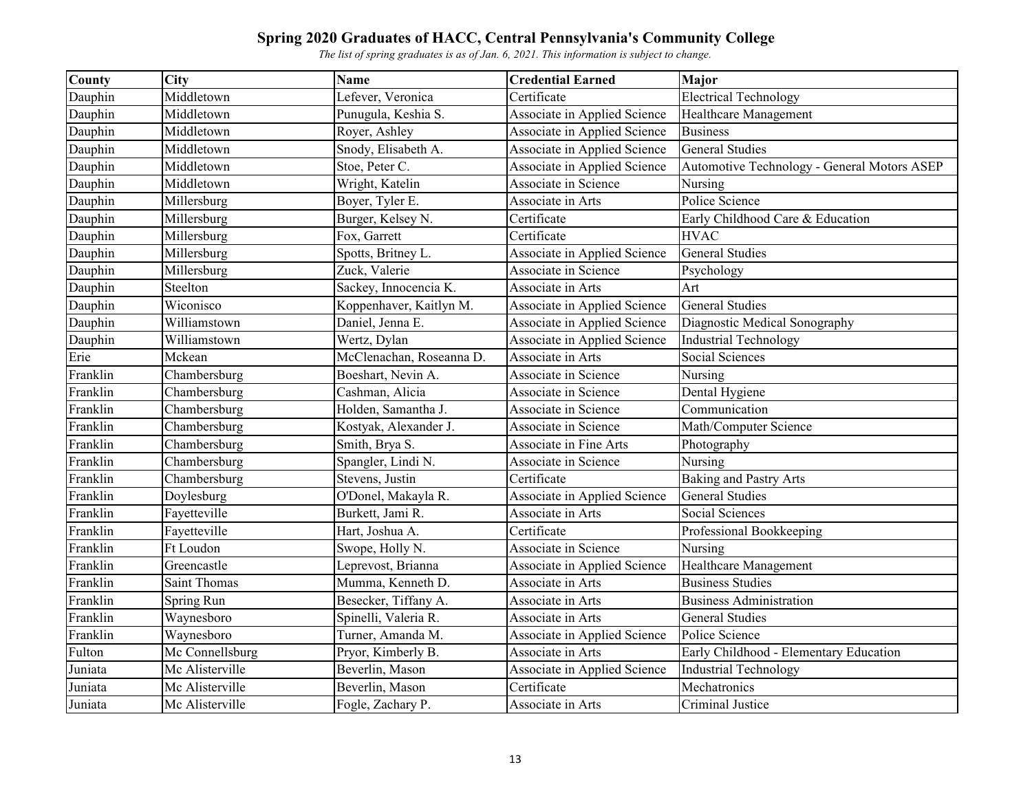# Spring 2020 Graduates of HACC, Central Pennsylvania's Community College

*The list of spring graduates is as of Jan. 6, 2021. This information is subject to change.*

| County | City | Name | Credential Earned | Major |
|---|---|---|---|---|
| Dauphin | Middletown | Lefever, Veronica | Certificate | Electrical Technology |
| Dauphin | Middletown | Punugula, Keshia S. | Associate in Applied Science | Healthcare Management |
| Dauphin | Middletown | Royer, Ashley | Associate in Applied Science | Business |
| Dauphin | Middletown | Snody, Elisabeth A. | Associate in Applied Science | General Studies |
| Dauphin | Middletown | Stoe, Peter C. | Associate in Applied Science | Automotive Technology - General Motors ASEP |
| Dauphin | Middletown | Wright, Katelin | Associate in Science | Nursing |
| Dauphin | Millersburg | Boyer, Tyler E. | Associate in Arts | Police Science |
| Dauphin | Millersburg | Burger, Kelsey N. | Certificate | Early Childhood Care & Education |
| Dauphin | Millersburg | Fox, Garrett | Certificate | HVAC |
| Dauphin | Millersburg | Spotts, Britney L. | Associate in Applied Science | General Studies |
| Dauphin | Millersburg | Zuck, Valerie | Associate in Science | Psychology |
| Dauphin | Steelton | Sackey, Innocencia K. | Associate in Arts | Art |
| Dauphin | Wiconisco | Koppenhaver, Kaitlyn M. | Associate in Applied Science | General Studies |
| Dauphin | Williamstown | Daniel, Jenna E. | Associate in Applied Science | Diagnostic Medical Sonography |
| Dauphin | Williamstown | Wertz, Dylan | Associate in Applied Science | Industrial Technology |
| Erie | Mckean | McClenachan, Roseanna D. | Associate in Arts | Social Sciences |
| Franklin | Chambersburg | Boeshart, Nevin A. | Associate in Science | Nursing |
| Franklin | Chambersburg | Cashman, Alicia | Associate in Science | Dental Hygiene |
| Franklin | Chambersburg | Holden, Samantha J. | Associate in Science | Communication |
| Franklin | Chambersburg | Kostyak, Alexander J. | Associate in Science | Math/Computer Science |
| Franklin | Chambersburg | Smith, Brya S. | Associate in Fine Arts | Photography |
| Franklin | Chambersburg | Spangler, Lindi N. | Associate in Science | Nursing |
| Franklin | Chambersburg | Stevens, Justin | Certificate | Baking and Pastry Arts |
| Franklin | Doylesburg | O'Donel, Makayla R. | Associate in Applied Science | General Studies |
| Franklin | Fayetteville | Burkett, Jami R. | Associate in Arts | Social Sciences |
| Franklin | Fayetteville | Hart, Joshua A. | Certificate | Professional Bookkeeping |
| Franklin | Ft Loudon | Swope, Holly N. | Associate in Science | Nursing |
| Franklin | Greencastle | Leprevost, Brianna | Associate in Applied Science | Healthcare Management |
| Franklin | Saint Thomas | Mumma, Kenneth D. | Associate in Arts | Business Studies |
| Franklin | Spring Run | Besecker, Tiffany A. | Associate in Arts | Business Administration |
| Franklin | Waynesboro | Spinelli, Valeria R. | Associate in Arts | General Studies |
| Franklin | Waynesboro | Turner, Amanda M. | Associate in Applied Science | Police Science |
| Fulton | Mc Connellsburg | Pryor, Kimberly B. | Associate in Arts | Early Childhood - Elementary Education |
| Juniata | Mc Alisterville | Beverlin, Mason | Associate in Applied Science | Industrial Technology |
| Juniata | Mc Alisterville | Beverlin, Mason | Certificate | Mechatronics |
| Juniata | Mc Alisterville | Fogle, Zachary P. | Associate in Arts | Criminal Justice |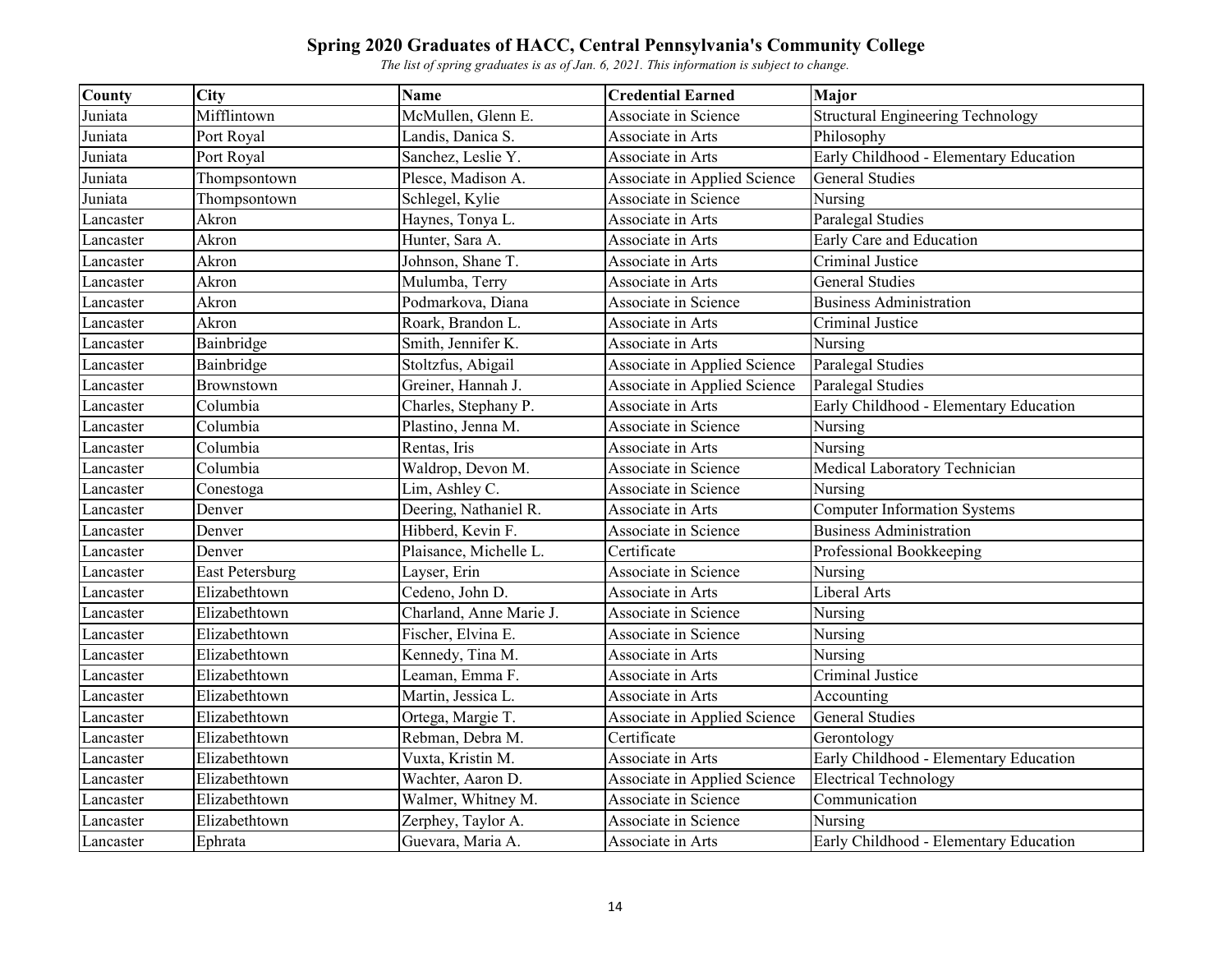# Spring 2020 Graduates of HACC, Central Pennsylvania's Community College

*The list of spring graduates is as of Jan. 6, 2021. This information is subject to change.*

| County | City | Name | Credential Earned | Major |
|---|---|---|---|---|
| Juniata | Mifflintown | McMullen, Glenn E. | Associate in Science | Structural Engineering Technology |
| Juniata | Port Royal | Landis, Danica S. | Associate in Arts | Philosophy |
| Juniata | Port Royal | Sanchez, Leslie Y. | Associate in Arts | Early Childhood - Elementary Education |
| Juniata | Thompsontown | Plesce, Madison A. | Associate in Applied Science | General Studies |
| Juniata | Thompsontown | Schlegel, Kylie | Associate in Science | Nursing |
| Lancaster | Akron | Haynes, Tonya L. | Associate in Arts | Paralegal Studies |
| Lancaster | Akron | Hunter, Sara A. | Associate in Arts | Early Care and Education |
| Lancaster | Akron | Johnson, Shane T. | Associate in Arts | Criminal Justice |
| Lancaster | Akron | Mulumba, Terry | Associate in Arts | General Studies |
| Lancaster | Akron | Podmarkova, Diana | Associate in Science | Business Administration |
| Lancaster | Akron | Roark, Brandon L. | Associate in Arts | Criminal Justice |
| Lancaster | Bainbridge | Smith, Jennifer K. | Associate in Arts | Nursing |
| Lancaster | Bainbridge | Stoltzfus, Abigail | Associate in Applied Science | Paralegal Studies |
| Lancaster | Brownstown | Greiner, Hannah J. | Associate in Applied Science | Paralegal Studies |
| Lancaster | Columbia | Charles, Stephany P. | Associate in Arts | Early Childhood - Elementary Education |
| Lancaster | Columbia | Plastino, Jenna M. | Associate in Science | Nursing |
| Lancaster | Columbia | Rentas, Iris | Associate in Arts | Nursing |
| Lancaster | Columbia | Waldrop, Devon M. | Associate in Science | Medical Laboratory Technician |
| Lancaster | Conestoga | Lim, Ashley C. | Associate in Science | Nursing |
| Lancaster | Denver | Deering, Nathaniel R. | Associate in Arts | Computer Information Systems |
| Lancaster | Denver | Hibberd, Kevin F. | Associate in Science | Business Administration |
| Lancaster | Denver | Plaisance, Michelle L. | Certificate | Professional Bookkeeping |
| Lancaster | East Petersburg | Layser, Erin | Associate in Science | Nursing |
| Lancaster | Elizabethtown | Cedeno, John D. | Associate in Arts | Liberal Arts |
| Lancaster | Elizabethtown | Charland, Anne Marie J. | Associate in Science | Nursing |
| Lancaster | Elizabethtown | Fischer, Elvina E. | Associate in Science | Nursing |
| Lancaster | Elizabethtown | Kennedy, Tina M. | Associate in Arts | Nursing |
| Lancaster | Elizabethtown | Leaman, Emma F. | Associate in Arts | Criminal Justice |
| Lancaster | Elizabethtown | Martin, Jessica L. | Associate in Arts | Accounting |
| Lancaster | Elizabethtown | Ortega, Margie T. | Associate in Applied Science | General Studies |
| Lancaster | Elizabethtown | Rebman, Debra M. | Certificate | Gerontology |
| Lancaster | Elizabethtown | Vuxta, Kristin M. | Associate in Arts | Early Childhood - Elementary Education |
| Lancaster | Elizabethtown | Wachter, Aaron D. | Associate in Applied Science | Electrical Technology |
| Lancaster | Elizabethtown | Walmer, Whitney M. | Associate in Science | Communication |
| Lancaster | Elizabethtown | Zerphey, Taylor A. | Associate in Science | Nursing |
| Lancaster | Ephrata | Guevara, Maria A. | Associate in Arts | Early Childhood - Elementary Education |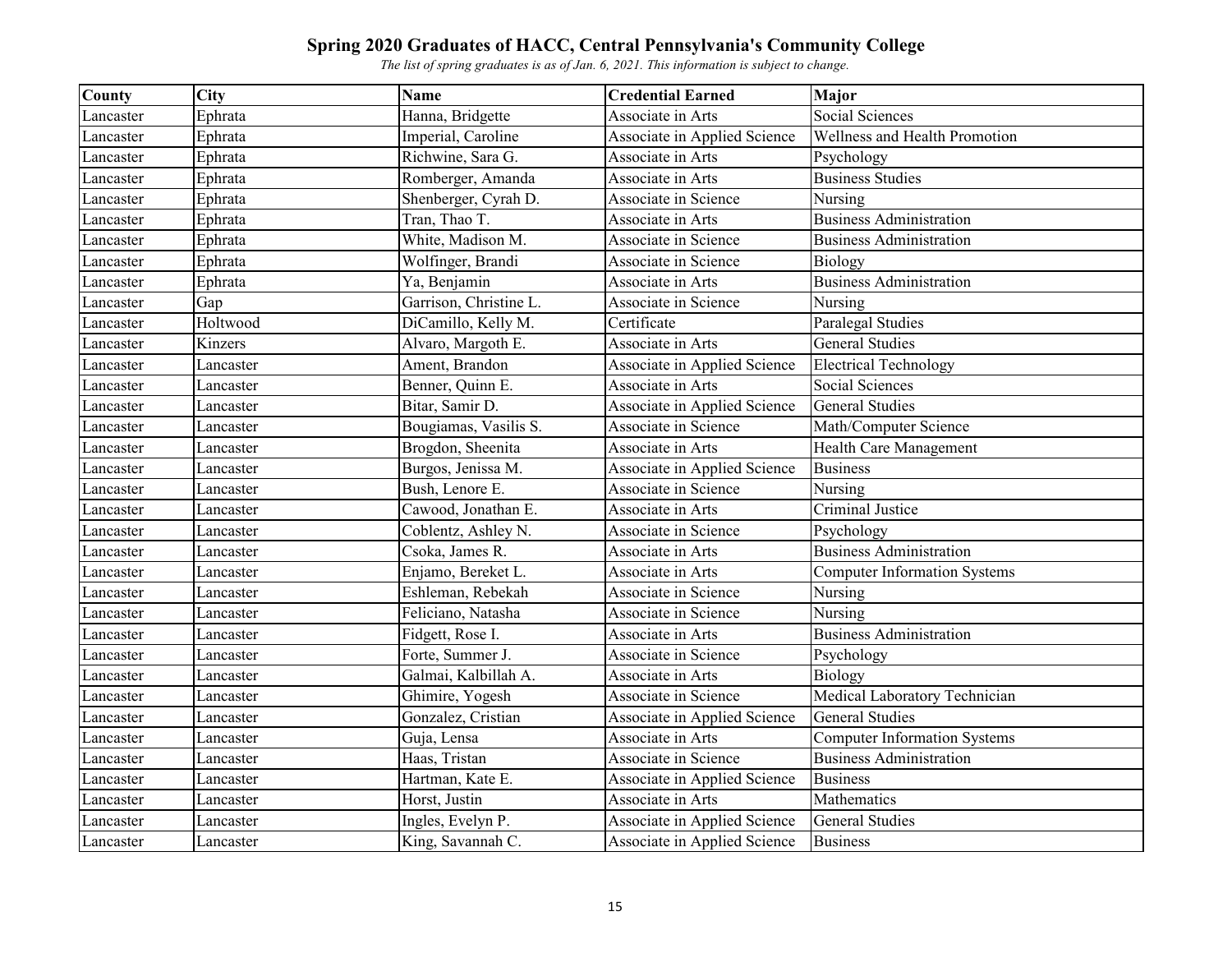# Spring 2020 Graduates of HACC, Central Pennsylvania's Community College

*The list of spring graduates is as of Jan. 6, 2021. This information is subject to change.*

| County | City | Name | Credential Earned | Major |
|---|---|---|---|---|
| Lancaster | Ephrata | Hanna, Bridgette | Associate in Arts | Social Sciences |
| Lancaster | Ephrata | Imperial, Caroline | Associate in Applied Science | Wellness and Health Promotion |
| Lancaster | Ephrata | Richwine, Sara G. | Associate in Arts | Psychology |
| Lancaster | Ephrata | Romberger, Amanda | Associate in Arts | Business Studies |
| Lancaster | Ephrata | Shenberger, Cyrah D. | Associate in Science | Nursing |
| Lancaster | Ephrata | Tran, Thao T. | Associate in Arts | Business Administration |
| Lancaster | Ephrata | White, Madison M. | Associate in Science | Business Administration |
| Lancaster | Ephrata | Wolfinger, Brandi | Associate in Science | Biology |
| Lancaster | Ephrata | Ya, Benjamin | Associate in Arts | Business Administration |
| Lancaster | Gap | Garrison, Christine L. | Associate in Science | Nursing |
| Lancaster | Holtwood | DiCamillo, Kelly M. | Certificate | Paralegal Studies |
| Lancaster | Kinzers | Alvaro, Margoth E. | Associate in Arts | General Studies |
| Lancaster | Lancaster | Ament, Brandon | Associate in Applied Science | Electrical Technology |
| Lancaster | Lancaster | Benner, Quinn E. | Associate in Arts | Social Sciences |
| Lancaster | Lancaster | Bitar, Samir D. | Associate in Applied Science | General Studies |
| Lancaster | Lancaster | Bougiamas, Vasilis S. | Associate in Science | Math/Computer Science |
| Lancaster | Lancaster | Brogdon, Sheenita | Associate in Arts | Health Care Management |
| Lancaster | Lancaster | Burgos, Jenissa M. | Associate in Applied Science | Business |
| Lancaster | Lancaster | Bush, Lenore E. | Associate in Science | Nursing |
| Lancaster | Lancaster | Cawood, Jonathan E. | Associate in Arts | Criminal Justice |
| Lancaster | Lancaster | Coblentz, Ashley N. | Associate in Science | Psychology |
| Lancaster | Lancaster | Csoka, James R. | Associate in Arts | Business Administration |
| Lancaster | Lancaster | Enjamo, Bereket L. | Associate in Arts | Computer Information Systems |
| Lancaster | Lancaster | Eshleman, Rebekah | Associate in Science | Nursing |
| Lancaster | Lancaster | Feliciano, Natasha | Associate in Science | Nursing |
| Lancaster | Lancaster | Fidgett, Rose I. | Associate in Arts | Business Administration |
| Lancaster | Lancaster | Forte, Summer J. | Associate in Science | Psychology |
| Lancaster | Lancaster | Galmai, Kalbillah A. | Associate in Arts | Biology |
| Lancaster | Lancaster | Ghimire, Yogesh | Associate in Science | Medical Laboratory Technician |
| Lancaster | Lancaster | Gonzalez, Cristian | Associate in Applied Science | General Studies |
| Lancaster | Lancaster | Guja, Lensa | Associate in Arts | Computer Information Systems |
| Lancaster | Lancaster | Haas, Tristan | Associate in Science | Business Administration |
| Lancaster | Lancaster | Hartman, Kate E. | Associate in Applied Science | Business |
| Lancaster | Lancaster | Horst, Justin | Associate in Arts | Mathematics |
| Lancaster | Lancaster | Ingles, Evelyn P. | Associate in Applied Science | General Studies |
| Lancaster | Lancaster | King, Savannah C. | Associate in Applied Science | Business |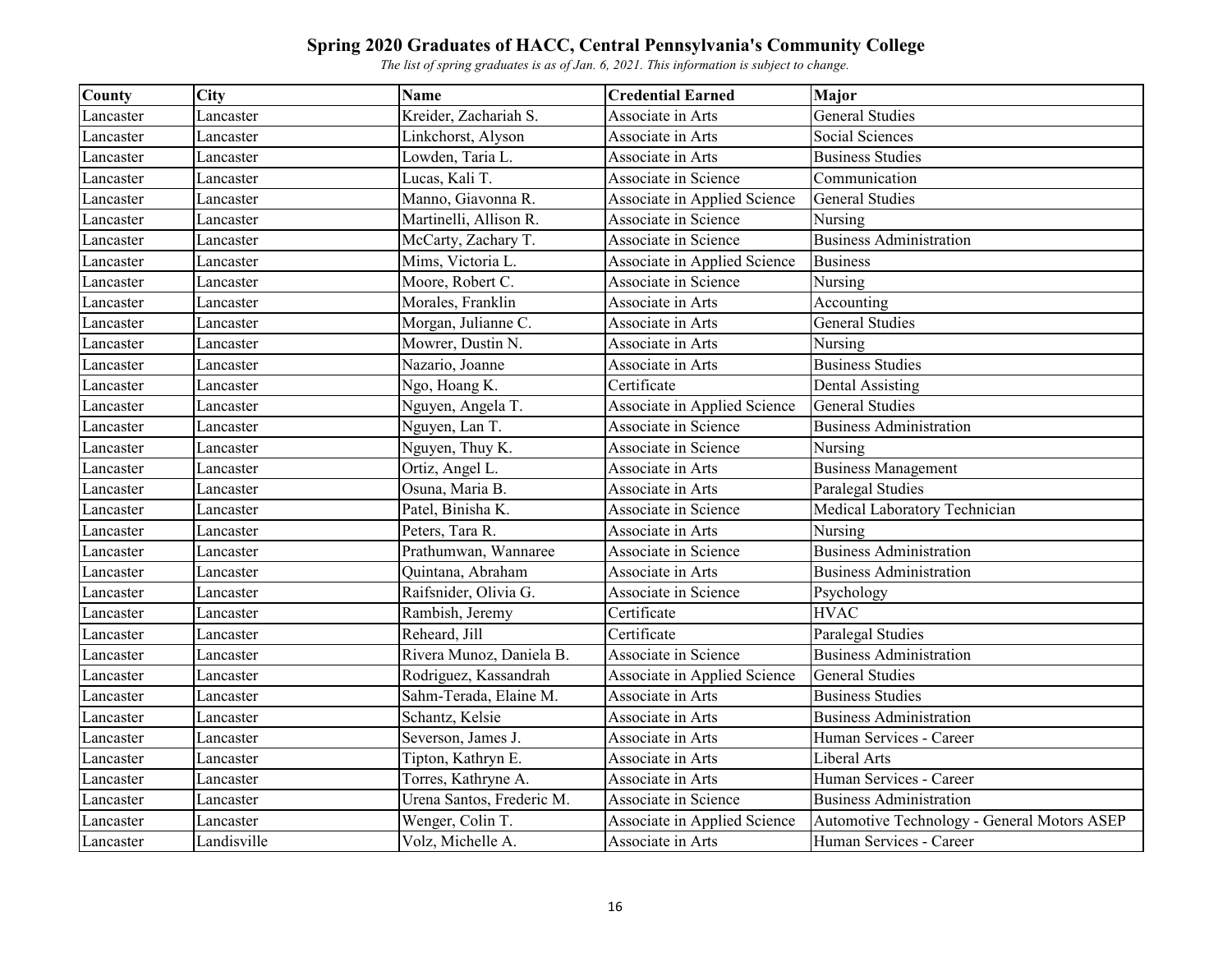# Spring 2020 Graduates of HACC, Central Pennsylvania's Community College

*The list of spring graduates is as of Jan. 6, 2021. This information is subject to change.*

| County | City | Name | Credential Earned | Major |
|---|---|---|---|---|
| Lancaster | Lancaster | Kreider, Zachariah S. | Associate in Arts | General Studies |
| Lancaster | Lancaster | Linkchorst, Alyson | Associate in Arts | Social Sciences |
| Lancaster | Lancaster | Lowden, Taria L. | Associate in Arts | Business Studies |
| Lancaster | Lancaster | Lucas, Kali T. | Associate in Science | Communication |
| Lancaster | Lancaster | Manno, Giavonna R. | Associate in Applied Science | General Studies |
| Lancaster | Lancaster | Martinelli, Allison R. | Associate in Science | Nursing |
| Lancaster | Lancaster | McCarty, Zachary T. | Associate in Science | Business Administration |
| Lancaster | Lancaster | Mims, Victoria L. | Associate in Applied Science | Business |
| Lancaster | Lancaster | Moore, Robert C. | Associate in Science | Nursing |
| Lancaster | Lancaster | Morales, Franklin | Associate in Arts | Accounting |
| Lancaster | Lancaster | Morgan, Julianne C. | Associate in Arts | General Studies |
| Lancaster | Lancaster | Mowrer, Dustin N. | Associate in Arts | Nursing |
| Lancaster | Lancaster | Nazario, Joanne | Associate in Arts | Business Studies |
| Lancaster | Lancaster | Ngo, Hoang K. | Certificate | Dental Assisting |
| Lancaster | Lancaster | Nguyen, Angela T. | Associate in Applied Science | General Studies |
| Lancaster | Lancaster | Nguyen, Lan T. | Associate in Science | Business Administration |
| Lancaster | Lancaster | Nguyen, Thuy K. | Associate in Science | Nursing |
| Lancaster | Lancaster | Ortiz, Angel L. | Associate in Arts | Business Management |
| Lancaster | Lancaster | Osuna, Maria B. | Associate in Arts | Paralegal Studies |
| Lancaster | Lancaster | Patel, Binisha K. | Associate in Science | Medical Laboratory Technician |
| Lancaster | Lancaster | Peters, Tara R. | Associate in Arts | Nursing |
| Lancaster | Lancaster | Prathumwan, Wannaree | Associate in Science | Business Administration |
| Lancaster | Lancaster | Quintana, Abraham | Associate in Arts | Business Administration |
| Lancaster | Lancaster | Raifsnider, Olivia G. | Associate in Science | Psychology |
| Lancaster | Lancaster | Rambish, Jeremy | Certificate | HVAC |
| Lancaster | Lancaster | Reheard, Jill | Certificate | Paralegal Studies |
| Lancaster | Lancaster | Rivera Munoz, Daniela B. | Associate in Science | Business Administration |
| Lancaster | Lancaster | Rodriguez, Kassandrah | Associate in Applied Science | General Studies |
| Lancaster | Lancaster | Sahm-Terada, Elaine M. | Associate in Arts | Business Studies |
| Lancaster | Lancaster | Schantz, Kelsie | Associate in Arts | Business Administration |
| Lancaster | Lancaster | Severson, James J. | Associate in Arts | Human Services - Career |
| Lancaster | Lancaster | Tipton, Kathryn E. | Associate in Arts | Liberal Arts |
| Lancaster | Lancaster | Torres, Kathryne A. | Associate in Arts | Human Services - Career |
| Lancaster | Lancaster | Urena Santos, Frederic M. | Associate in Science | Business Administration |
| Lancaster | Lancaster | Wenger, Colin T. | Associate in Applied Science | Automotive Technology - General Motors ASEP |
| Lancaster | Landisville | Volz, Michelle A. | Associate in Arts | Human Services - Career |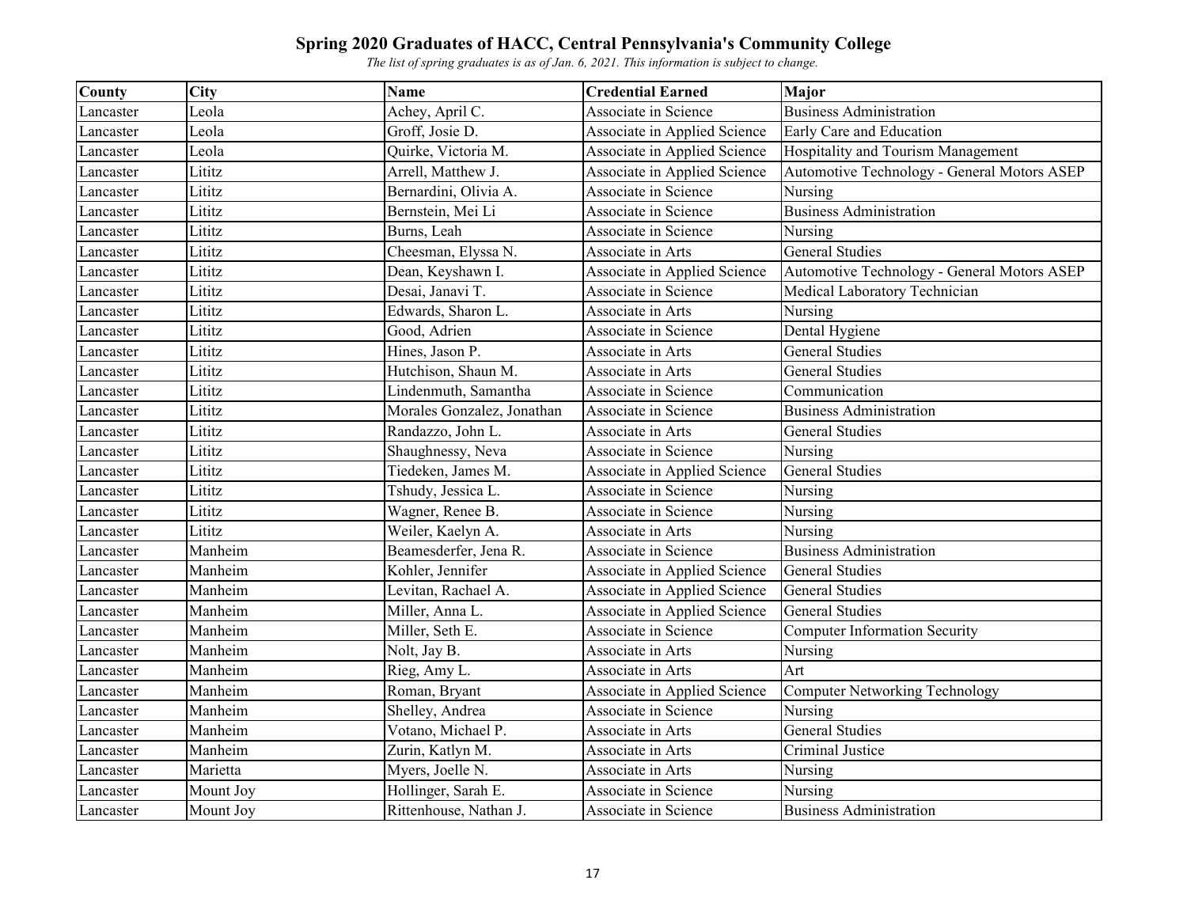# Spring 2020 Graduates of HACC, Central Pennsylvania's Community College

*The list of spring graduates is as of Jan. 6, 2021. This information is subject to change.*

| County | City | Name | Credential Earned | Major |
|---|---|---|---|---|
| Lancaster | Leola | Achey, April C. | Associate in Science | Business Administration |
| Lancaster | Leola | Groff, Josie D. | Associate in Applied Science | Early Care and Education |
| Lancaster | Leola | Quirke, Victoria M. | Associate in Applied Science | Hospitality and Tourism Management |
| Lancaster | Lititz | Arrell, Matthew J. | Associate in Applied Science | Automotive Technology - General Motors ASEP |
| Lancaster | Lititz | Bernardini, Olivia A. | Associate in Science | Nursing |
| Lancaster | Lititz | Bernstein, Mei Li | Associate in Science | Business Administration |
| Lancaster | Lititz | Burns, Leah | Associate in Science | Nursing |
| Lancaster | Lititz | Cheesman, Elyssa N. | Associate in Arts | General Studies |
| Lancaster | Lititz | Dean, Keyshawn I. | Associate in Applied Science | Automotive Technology - General Motors ASEP |
| Lancaster | Lititz | Desai, Janavi T. | Associate in Science | Medical Laboratory Technician |
| Lancaster | Lititz | Edwards, Sharon L. | Associate in Arts | Nursing |
| Lancaster | Lititz | Good, Adrien | Associate in Science | Dental Hygiene |
| Lancaster | Lititz | Hines, Jason P. | Associate in Arts | General Studies |
| Lancaster | Lititz | Hutchison, Shaun M. | Associate in Arts | General Studies |
| Lancaster | Lititz | Lindenmuth, Samantha | Associate in Science | Communication |
| Lancaster | Lititz | Morales Gonzalez, Jonathan | Associate in Science | Business Administration |
| Lancaster | Lititz | Randazzo, John L. | Associate in Arts | General Studies |
| Lancaster | Lititz | Shaughnessy, Neva | Associate in Science | Nursing |
| Lancaster | Lititz | Tiedeken, James M. | Associate in Applied Science | General Studies |
| Lancaster | Lititz | Tshudy, Jessica L. | Associate in Science | Nursing |
| Lancaster | Lititz | Wagner, Renee B. | Associate in Science | Nursing |
| Lancaster | Lititz | Weiler, Kaelyn A. | Associate in Arts | Nursing |
| Lancaster | Manheim | Beamesderfer, Jena R. | Associate in Science | Business Administration |
| Lancaster | Manheim | Kohler, Jennifer | Associate in Applied Science | General Studies |
| Lancaster | Manheim | Levitan, Rachael A. | Associate in Applied Science | General Studies |
| Lancaster | Manheim | Miller, Anna L. | Associate in Applied Science | General Studies |
| Lancaster | Manheim | Miller, Seth E. | Associate in Science | Computer Information Security |
| Lancaster | Manheim | Nolt, Jay B. | Associate in Arts | Nursing |
| Lancaster | Manheim | Rieg, Amy L. | Associate in Arts | Art |
| Lancaster | Manheim | Roman, Bryant | Associate in Applied Science | Computer Networking Technology |
| Lancaster | Manheim | Shelley, Andrea | Associate in Science | Nursing |
| Lancaster | Manheim | Votano, Michael P. | Associate in Arts | General Studies |
| Lancaster | Manheim | Zurin, Katlyn M. | Associate in Arts | Criminal Justice |
| Lancaster | Marietta | Myers, Joelle N. | Associate in Arts | Nursing |
| Lancaster | Mount Joy | Hollinger, Sarah E. | Associate in Science | Nursing |
| Lancaster | Mount Joy | Rittenhouse, Nathan J. | Associate in Science | Business Administration |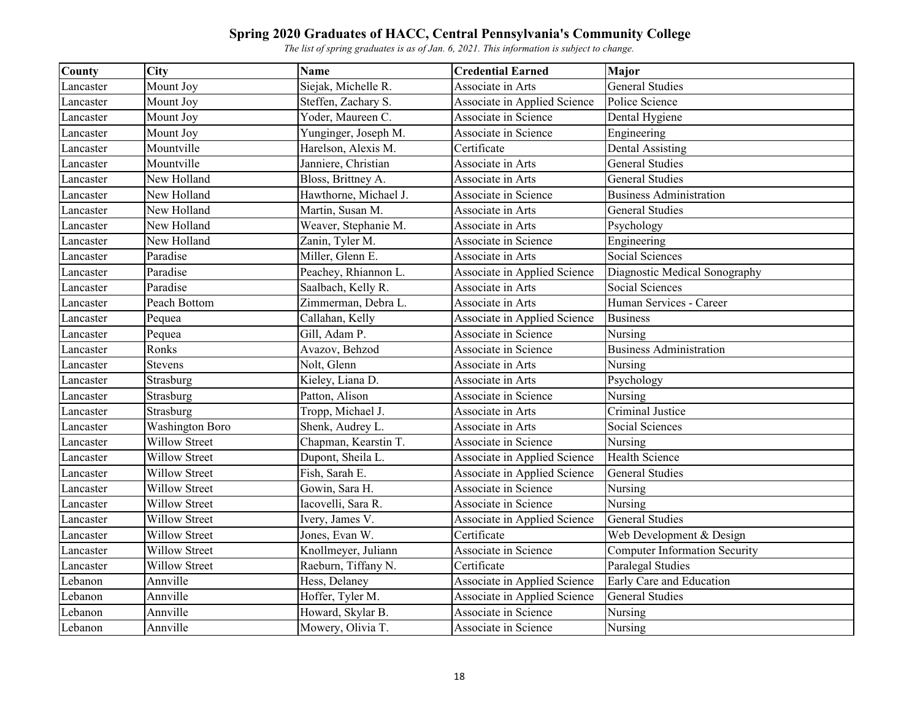# Spring 2020 Graduates of HACC, Central Pennsylvania's Community College

*The list of spring graduates is as of Jan. 6, 2021. This information is subject to change.*

| County | City | Name | Credential Earned | Major |
| --- | --- | --- | --- | --- |
| Lancaster | Mount Joy | Siejak, Michelle R. | Associate in Arts | General Studies |
| Lancaster | Mount Joy | Steffen, Zachary S. | Associate in Applied Science | Police Science |
| Lancaster | Mount Joy | Yoder, Maureen C. | Associate in Science | Dental Hygiene |
| Lancaster | Mount Joy | Yunginger, Joseph M. | Associate in Science | Engineering |
| Lancaster | Mountville | Harelson, Alexis M. | Certificate | Dental Assisting |
| Lancaster | Mountville | Janniere, Christian | Associate in Arts | General Studies |
| Lancaster | New Holland | Bloss, Brittney A. | Associate in Arts | General Studies |
| Lancaster | New Holland | Hawthorne, Michael J. | Associate in Science | Business Administration |
| Lancaster | New Holland | Martin, Susan M. | Associate in Arts | General Studies |
| Lancaster | New Holland | Weaver, Stephanie M. | Associate in Arts | Psychology |
| Lancaster | New Holland | Zanin, Tyler M. | Associate in Science | Engineering |
| Lancaster | Paradise | Miller, Glenn E. | Associate in Arts | Social Sciences |
| Lancaster | Paradise | Peachey, Rhiannon L. | Associate in Applied Science | Diagnostic Medical Sonography |
| Lancaster | Paradise | Saalbach, Kelly R. | Associate in Arts | Social Sciences |
| Lancaster | Peach Bottom | Zimmerman, Debra L. | Associate in Arts | Human Services - Career |
| Lancaster | Pequea | Callahan, Kelly | Associate in Applied Science | Business |
| Lancaster | Pequea | Gill, Adam P. | Associate in Science | Nursing |
| Lancaster | Ronks | Avazov, Behzod | Associate in Science | Business Administration |
| Lancaster | Stevens | Nolt, Glenn | Associate in Arts | Nursing |
| Lancaster | Strasburg | Kieley, Liana D. | Associate in Arts | Psychology |
| Lancaster | Strasburg | Patton, Alison | Associate in Science | Nursing |
| Lancaster | Strasburg | Tropp, Michael J. | Associate in Arts | Criminal Justice |
| Lancaster | Washington Boro | Shenk, Audrey L. | Associate in Arts | Social Sciences |
| Lancaster | Willow Street | Chapman, Kearstin T. | Associate in Science | Nursing |
| Lancaster | Willow Street | Dupont, Sheila L. | Associate in Applied Science | Health Science |
| Lancaster | Willow Street | Fish, Sarah E. | Associate in Applied Science | General Studies |
| Lancaster | Willow Street | Gowin, Sara H. | Associate in Science | Nursing |
| Lancaster | Willow Street | Iacovelli, Sara R. | Associate in Science | Nursing |
| Lancaster | Willow Street | Ivery, James V. | Associate in Applied Science | General Studies |
| Lancaster | Willow Street | Jones, Evan W. | Certificate | Web Development & Design |
| Lancaster | Willow Street | Knollmeyer, Juliann | Associate in Science | Computer Information Security |
| Lancaster | Willow Street | Raeburn, Tiffany N. | Certificate | Paralegal Studies |
| Lebanon | Annville | Hess, Delaney | Associate in Applied Science | Early Care and Education |
| Lebanon | Annville | Hoffer, Tyler M. | Associate in Applied Science | General Studies |
| Lebanon | Annville | Howard, Skylar B. | Associate in Science | Nursing |
| Lebanon | Annville | Mowery, Olivia T. | Associate in Science | Nursing |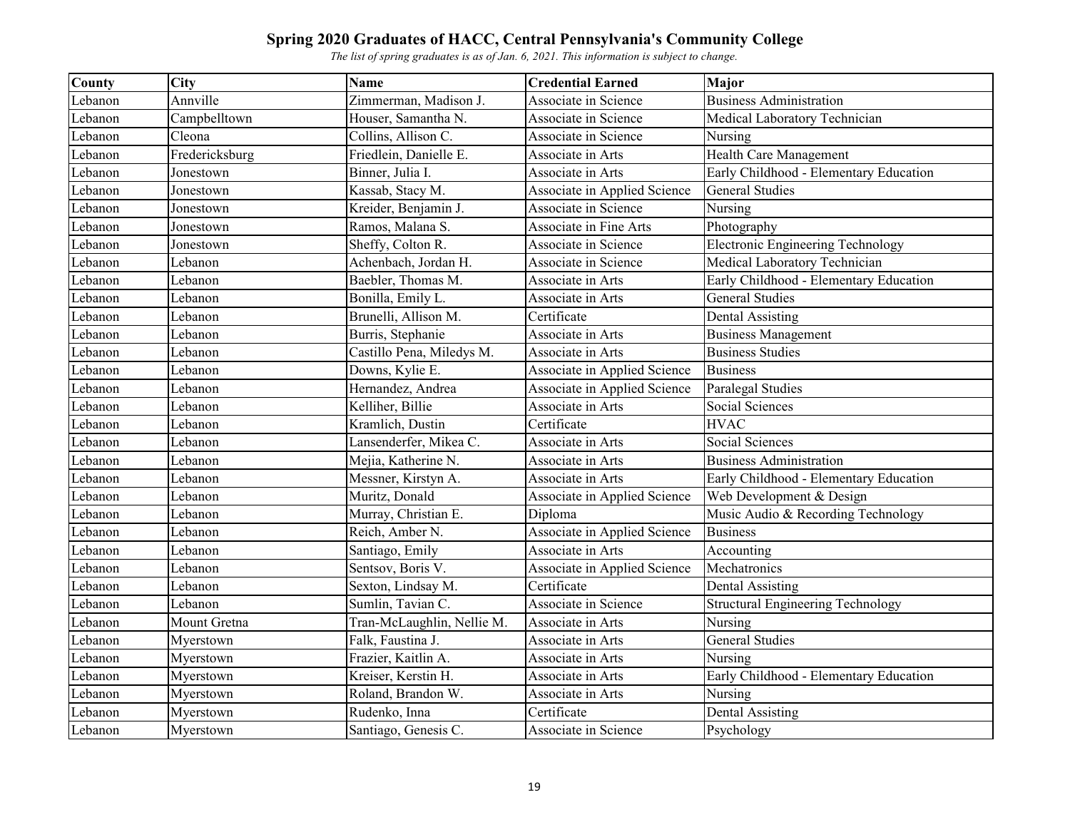# Spring 2020 Graduates of HACC, Central Pennsylvania's Community College

*The list of spring graduates is as of Jan. 6, 2021. This information is subject to change.*

| County | City | Name | Credential Earned | Major |
|---|---|---|---|---|
| Lebanon | Annville | Zimmerman, Madison J. | Associate in Science | Business Administration |
| Lebanon | Campbelltown | Houser, Samantha N. | Associate in Science | Medical Laboratory Technician |
| Lebanon | Cleona | Collins, Allison C. | Associate in Science | Nursing |
| Lebanon | Fredericksburg | Friedlein, Danielle E. | Associate in Arts | Health Care Management |
| Lebanon | Jonestown | Binner, Julia I. | Associate in Arts | Early Childhood - Elementary Education |
| Lebanon | Jonestown | Kassab, Stacy M. | Associate in Applied Science | General Studies |
| Lebanon | Jonestown | Kreider, Benjamin J. | Associate in Science | Nursing |
| Lebanon | Jonestown | Ramos, Malana S. | Associate in Fine Arts | Photography |
| Lebanon | Jonestown | Sheffy, Colton R. | Associate in Science | Electronic Engineering Technology |
| Lebanon | Lebanon | Achenbach, Jordan H. | Associate in Science | Medical Laboratory Technician |
| Lebanon | Lebanon | Baebler, Thomas M. | Associate in Arts | Early Childhood - Elementary Education |
| Lebanon | Lebanon | Bonilla, Emily L. | Associate in Arts | General Studies |
| Lebanon | Lebanon | Brunelli, Allison M. | Certificate | Dental Assisting |
| Lebanon | Lebanon | Burris, Stephanie | Associate in Arts | Business Management |
| Lebanon | Lebanon | Castillo Pena, Miledys M. | Associate in Arts | Business Studies |
| Lebanon | Lebanon | Downs, Kylie E. | Associate in Applied Science | Business |
| Lebanon | Lebanon | Hernandez, Andrea | Associate in Applied Science | Paralegal Studies |
| Lebanon | Lebanon | Kelliher, Billie | Associate in Arts | Social Sciences |
| Lebanon | Lebanon | Kramlich, Dustin | Certificate | HVAC |
| Lebanon | Lebanon | Lansenderfer, Mikea C. | Associate in Arts | Social Sciences |
| Lebanon | Lebanon | Mejia, Katherine N. | Associate in Arts | Business Administration |
| Lebanon | Lebanon | Messner, Kirstyn A. | Associate in Arts | Early Childhood - Elementary Education |
| Lebanon | Lebanon | Muritz, Donald | Associate in Applied Science | Web Development & Design |
| Lebanon | Lebanon | Murray, Christian E. | Diploma | Music Audio & Recording Technology |
| Lebanon | Lebanon | Reich, Amber N. | Associate in Applied Science | Business |
| Lebanon | Lebanon | Santiago, Emily | Associate in Arts | Accounting |
| Lebanon | Lebanon | Sentsov, Boris V. | Associate in Applied Science | Mechatronics |
| Lebanon | Lebanon | Sexton, Lindsay M. | Certificate | Dental Assisting |
| Lebanon | Lebanon | Sumlin, Tavian C. | Associate in Science | Structural Engineering Technology |
| Lebanon | Mount Gretna | Tran-McLaughlin, Nellie M. | Associate in Arts | Nursing |
| Lebanon | Myerstown | Falk, Faustina J. | Associate in Arts | General Studies |
| Lebanon | Myerstown | Frazier, Kaitlin A. | Associate in Arts | Nursing |
| Lebanon | Myerstown | Kreiser, Kerstin H. | Associate in Arts | Early Childhood - Elementary Education |
| Lebanon | Myerstown | Roland, Brandon W. | Associate in Arts | Nursing |
| Lebanon | Myerstown | Rudenko, Inna | Certificate | Dental Assisting |
| Lebanon | Myerstown | Santiago, Genesis C. | Associate in Science | Psychology |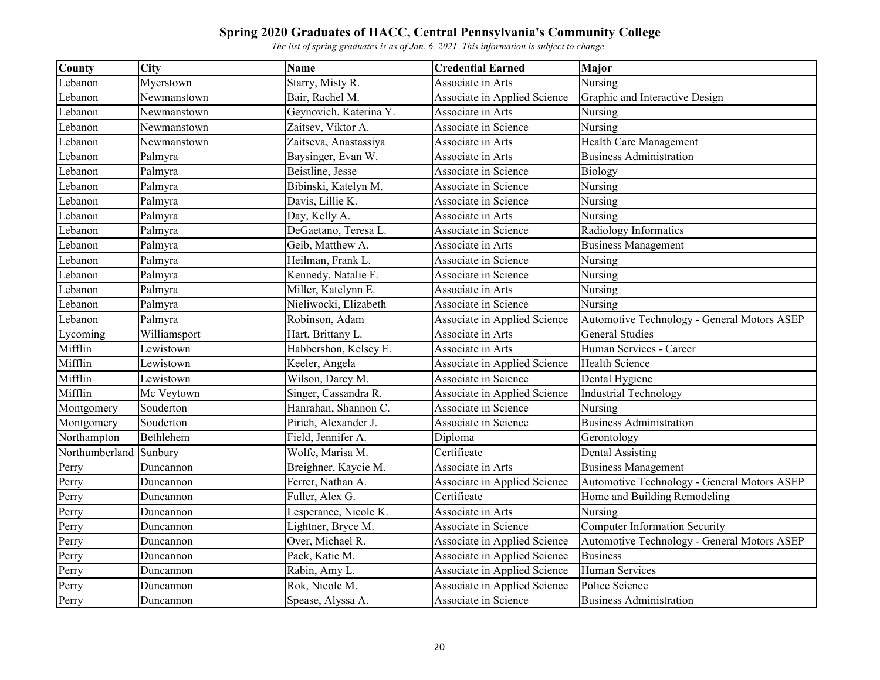# Spring 2020 Graduates of HACC, Central Pennsylvania's Community College

*The list of spring graduates is as of Jan. 6, 2021. This information is subject to change.*

| County | City | Name | Credential Earned | Major |
|---|---|---|---|---|
| Lebanon | Myerstown | Starry, Misty R. | Associate in Arts | Nursing |
| Lebanon | Newmanstown | Bair, Rachel M. | Associate in Applied Science | Graphic and Interactive Design |
| Lebanon | Newmanstown | Geynovich, Katerina Y. | Associate in Arts | Nursing |
| Lebanon | Newmanstown | Zaitsev, Viktor A. | Associate in Science | Nursing |
| Lebanon | Newmanstown | Zaitseva, Anastassiya | Associate in Arts | Health Care Management |
| Lebanon | Palmyra | Baysinger, Evan W. | Associate in Arts | Business Administration |
| Lebanon | Palmyra | Beistline, Jesse | Associate in Science | Biology |
| Lebanon | Palmyra | Bibinski, Katelyn M. | Associate in Science | Nursing |
| Lebanon | Palmyra | Davis, Lillie K. | Associate in Science | Nursing |
| Lebanon | Palmyra | Day, Kelly A. | Associate in Arts | Nursing |
| Lebanon | Palmyra | DeGaetano, Teresa L. | Associate in Science | Radiology Informatics |
| Lebanon | Palmyra | Geib, Matthew A. | Associate in Arts | Business Management |
| Lebanon | Palmyra | Heilman, Frank L. | Associate in Science | Nursing |
| Lebanon | Palmyra | Kennedy, Natalie F. | Associate in Science | Nursing |
| Lebanon | Palmyra | Miller, Katelynn E. | Associate in Arts | Nursing |
| Lebanon | Palmyra | Nieliwocki, Elizabeth | Associate in Science | Nursing |
| Lebanon | Palmyra | Robinson, Adam | Associate in Applied Science | Automotive Technology - General Motors ASEP |
| Lycoming | Williamsport | Hart, Brittany L. | Associate in Arts | General Studies |
| Mifflin | Lewistown | Habbershon, Kelsey E. | Associate in Arts | Human Services - Career |
| Mifflin | Lewistown | Keeler, Angela | Associate in Applied Science | Health Science |
| Mifflin | Lewistown | Wilson, Darcy M. | Associate in Science | Dental Hygiene |
| Mifflin | Mc Veytown | Singer, Cassandra R. | Associate in Applied Science | Industrial Technology |
| Montgomery | Souderton | Hanrahan, Shannon C. | Associate in Science | Nursing |
| Montgomery | Souderton | Pirich, Alexander J. | Associate in Science | Business Administration |
| Northampton | Bethlehem | Field, Jennifer A. | Diploma | Gerontology |
| Northumberland | Sunbury | Wolfe, Marisa M. | Certificate | Dental Assisting |
| Perry | Duncannon | Breighner, Kaycie M. | Associate in Arts | Business Management |
| Perry | Duncannon | Ferrer, Nathan A. | Associate in Applied Science | Automotive Technology - General Motors ASEP |
| Perry | Duncannon | Fuller, Alex G. | Certificate | Home and Building Remodeling |
| Perry | Duncannon | Lesperance, Nicole K. | Associate in Arts | Nursing |
| Perry | Duncannon | Lightner, Bryce M. | Associate in Science | Computer Information Security |
| Perry | Duncannon | Over, Michael R. | Associate in Applied Science | Automotive Technology - General Motors ASEP |
| Perry | Duncannon | Pack, Katie M. | Associate in Applied Science | Business |
| Perry | Duncannon | Rabin, Amy L. | Associate in Applied Science | Human Services |
| Perry | Duncannon | Rok, Nicole M. | Associate in Applied Science | Police Science |
| Perry | Duncannon | Spease, Alyssa A. | Associate in Science | Business Administration |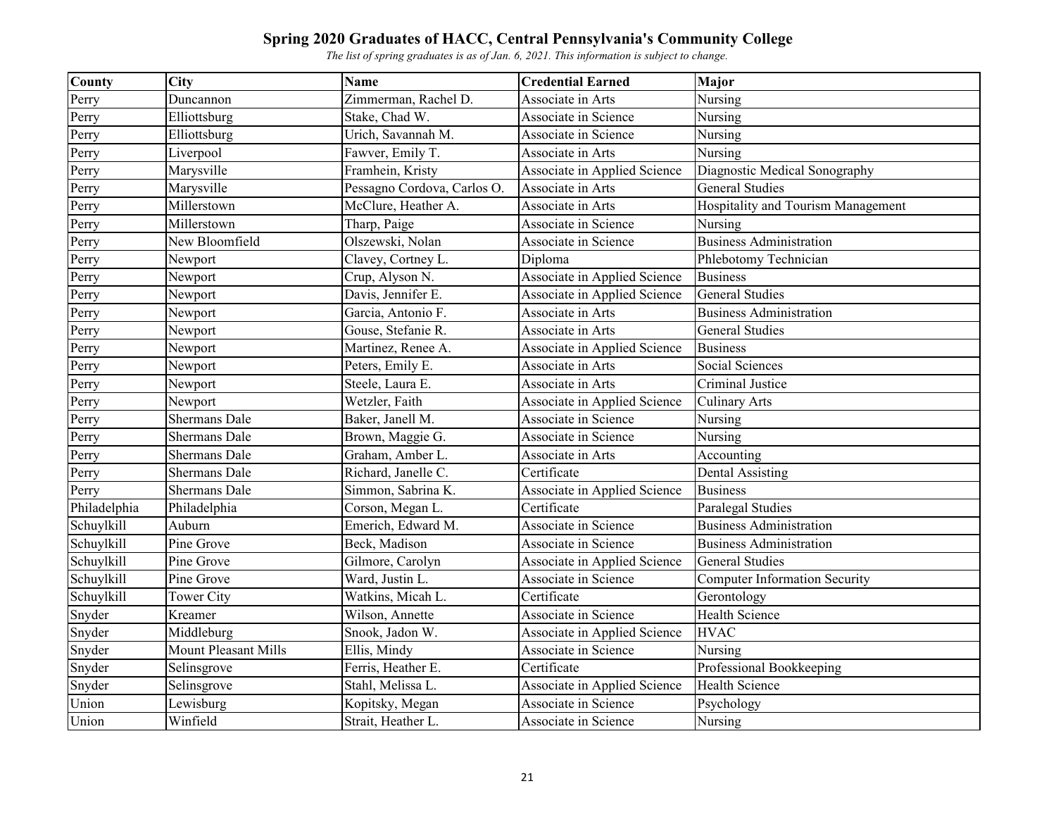# Spring 2020 Graduates of HACC, Central Pennsylvania's Community College

*The list of spring graduates is as of Jan. 6, 2021. This information is subject to change.*

| County | City | Name | Credential Earned | Major |
|---|---|---|---|---|
| Perry | Duncannon | Zimmerman, Rachel D. | Associate in Arts | Nursing |
| Perry | Elliottsburg | Stake, Chad W. | Associate in Science | Nursing |
| Perry | Elliottsburg | Urich, Savannah M. | Associate in Science | Nursing |
| Perry | Liverpool | Fawver, Emily T. | Associate in Arts | Nursing |
| Perry | Marysville | Framhein, Kristy | Associate in Applied Science | Diagnostic Medical Sonography |
| Perry | Marysville | Pessagno Cordova, Carlos O. | Associate in Arts | General Studies |
| Perry | Millerstown | McClure, Heather A. | Associate in Arts | Hospitality and Tourism Management |
| Perry | Millerstown | Tharp, Paige | Associate in Science | Nursing |
| Perry | New Bloomfield | Olszewski, Nolan | Associate in Science | Business Administration |
| Perry | Newport | Clavey, Cortney L. | Diploma | Phlebotomy Technician |
| Perry | Newport | Crup, Alyson N. | Associate in Applied Science | Business |
| Perry | Newport | Davis, Jennifer E. | Associate in Applied Science | General Studies |
| Perry | Newport | Garcia, Antonio F. | Associate in Arts | Business Administration |
| Perry | Newport | Gouse, Stefanie R. | Associate in Arts | General Studies |
| Perry | Newport | Martinez, Renee A. | Associate in Applied Science | Business |
| Perry | Newport | Peters, Emily E. | Associate in Arts | Social Sciences |
| Perry | Newport | Steele, Laura E. | Associate in Arts | Criminal Justice |
| Perry | Newport | Wetzler, Faith | Associate in Applied Science | Culinary Arts |
| Perry | Shermans Dale | Baker, Janell M. | Associate in Science | Nursing |
| Perry | Shermans Dale | Brown, Maggie G. | Associate in Science | Nursing |
| Perry | Shermans Dale | Graham, Amber L. | Associate in Arts | Accounting |
| Perry | Shermans Dale | Richard, Janelle C. | Certificate | Dental Assisting |
| Perry | Shermans Dale | Simmon, Sabrina K. | Associate in Applied Science | Business |
| Philadelphia | Philadelphia | Corson, Megan L. | Certificate | Paralegal Studies |
| Schuylkill | Auburn | Emerich, Edward M. | Associate in Science | Business Administration |
| Schuylkill | Pine Grove | Beck, Madison | Associate in Science | Business Administration |
| Schuylkill | Pine Grove | Gilmore, Carolyn | Associate in Applied Science | General Studies |
| Schuylkill | Pine Grove | Ward, Justin L. | Associate in Science | Computer Information Security |
| Schuylkill | Tower City | Watkins, Micah L. | Certificate | Gerontology |
| Snyder | Kreamer | Wilson, Annette | Associate in Science | Health Science |
| Snyder | Middleburg | Snook, Jadon W. | Associate in Applied Science | HVAC |
| Snyder | Mount Pleasant Mills | Ellis, Mindy | Associate in Science | Nursing |
| Snyder | Selinsgrove | Ferris, Heather E. | Certificate | Professional Bookkeeping |
| Snyder | Selinsgrove | Stahl, Melissa L. | Associate in Applied Science | Health Science |
| Union | Lewisburg | Kopitsky, Megan | Associate in Science | Psychology |
| Union | Winfield | Strait, Heather L. | Associate in Science | Nursing |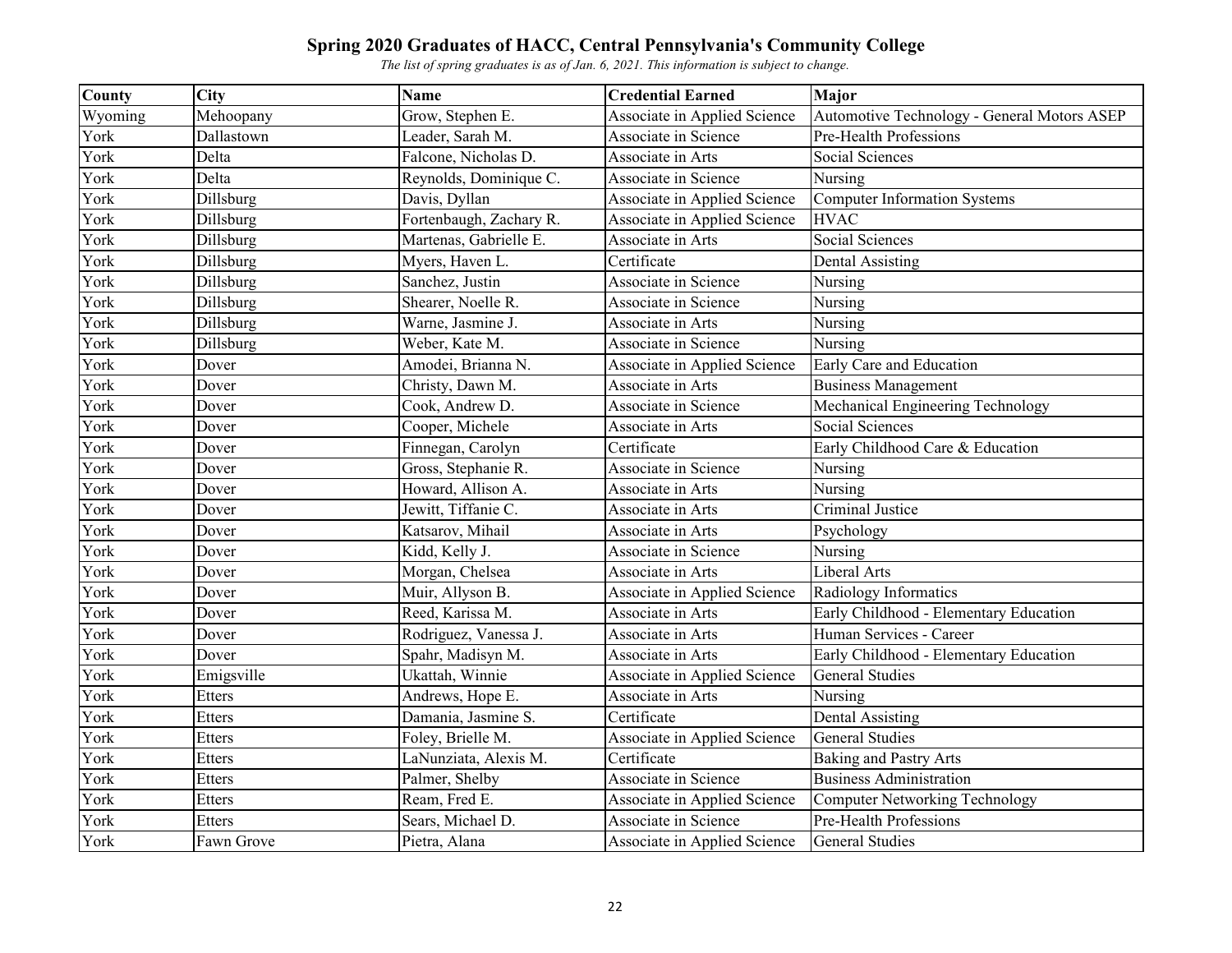# Spring 2020 Graduates of HACC, Central Pennsylvania's Community College

*The list of spring graduates is as of Jan. 6, 2021. This information is subject to change.*

| County | City | Name | Credential Earned | Major |
|---|---|---|---|---|
| Wyoming | Mehoopany | Grow, Stephen E. | Associate in Applied Science | Automotive Technology - General Motors ASEP |
| York | Dallastown | Leader, Sarah M. | Associate in Science | Pre-Health Professions |
| York | Delta | Falcone, Nicholas D. | Associate in Arts | Social Sciences |
| York | Delta | Reynolds, Dominique C. | Associate in Science | Nursing |
| York | Dillsburg | Davis, Dyllan | Associate in Applied Science | Computer Information Systems |
| York | Dillsburg | Fortenbaugh, Zachary R. | Associate in Applied Science | HVAC |
| York | Dillsburg | Martenas, Gabrielle E. | Associate in Arts | Social Sciences |
| York | Dillsburg | Myers, Haven L. | Certificate | Dental Assisting |
| York | Dillsburg | Sanchez, Justin | Associate in Science | Nursing |
| York | Dillsburg | Shearer, Noelle R. | Associate in Science | Nursing |
| York | Dillsburg | Warne, Jasmine J. | Associate in Arts | Nursing |
| York | Dillsburg | Weber, Kate M. | Associate in Science | Nursing |
| York | Dover | Amodei, Brianna N. | Associate in Applied Science | Early Care and Education |
| York | Dover | Christy, Dawn M. | Associate in Arts | Business Management |
| York | Dover | Cook, Andrew D. | Associate in Science | Mechanical Engineering Technology |
| York | Dover | Cooper, Michele | Associate in Arts | Social Sciences |
| York | Dover | Finnegan, Carolyn | Certificate | Early Childhood Care & Education |
| York | Dover | Gross, Stephanie R. | Associate in Science | Nursing |
| York | Dover | Howard, Allison A. | Associate in Arts | Nursing |
| York | Dover | Jewitt, Tiffanie C. | Associate in Arts | Criminal Justice |
| York | Dover | Katsarov, Mihail | Associate in Arts | Psychology |
| York | Dover | Kidd, Kelly J. | Associate in Science | Nursing |
| York | Dover | Morgan, Chelsea | Associate in Arts | Liberal Arts |
| York | Dover | Muir, Allyson B. | Associate in Applied Science | Radiology Informatics |
| York | Dover | Reed, Karissa M. | Associate in Arts | Early Childhood - Elementary Education |
| York | Dover | Rodriguez, Vanessa J. | Associate in Arts | Human Services - Career |
| York | Dover | Spahr, Madisyn M. | Associate in Arts | Early Childhood - Elementary Education |
| York | Emigsville | Ukattah, Winnie | Associate in Applied Science | General Studies |
| York | Etters | Andrews, Hope E. | Associate in Arts | Nursing |
| York | Etters | Damania, Jasmine S. | Certificate | Dental Assisting |
| York | Etters | Foley, Brielle M. | Associate in Applied Science | General Studies |
| York | Etters | LaNunziata, Alexis M. | Certificate | Baking and Pastry Arts |
| York | Etters | Palmer, Shelby | Associate in Science | Business Administration |
| York | Etters | Ream, Fred E. | Associate in Applied Science | Computer Networking Technology |
| York | Etters | Sears, Michael D. | Associate in Science | Pre-Health Professions |
| York | Fawn Grove | Pietra, Alana | Associate in Applied Science | General Studies |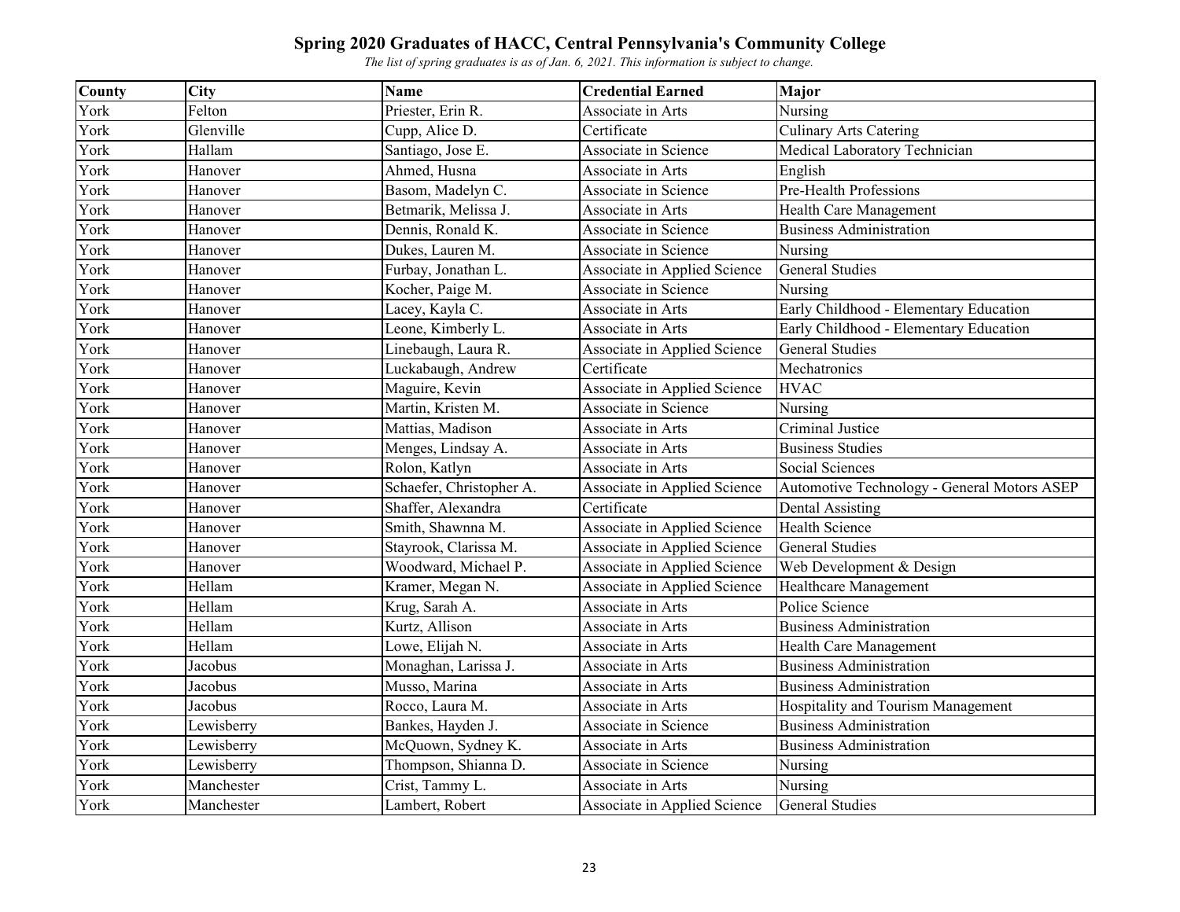# Spring 2020 Graduates of HACC, Central Pennsylvania's Community College

*The list of spring graduates is as of Jan. 6, 2021. This information is subject to change.*

| County | City | Name | Credential Earned | Major |
|---|---|---|---|---|
| York | Felton | Priester, Erin R. | Associate in Arts | Nursing |
| York | Glenville | Cupp, Alice D. | Certificate | Culinary Arts Catering |
| York | Hallam | Santiago, Jose E. | Associate in Science | Medical Laboratory Technician |
| York | Hanover | Ahmed, Husna | Associate in Arts | English |
| York | Hanover | Basom, Madelyn C. | Associate in Science | Pre-Health Professions |
| York | Hanover | Betmarik, Melissa J. | Associate in Arts | Health Care Management |
| York | Hanover | Dennis, Ronald K. | Associate in Science | Business Administration |
| York | Hanover | Dukes, Lauren M. | Associate in Science | Nursing |
| York | Hanover | Furbay, Jonathan L. | Associate in Applied Science | General Studies |
| York | Hanover | Kocher, Paige M. | Associate in Science | Nursing |
| York | Hanover | Lacey, Kayla C. | Associate in Arts | Early Childhood - Elementary Education |
| York | Hanover | Leone, Kimberly L. | Associate in Arts | Early Childhood - Elementary Education |
| York | Hanover | Linebaugh, Laura R. | Associate in Applied Science | General Studies |
| York | Hanover | Luckabaugh, Andrew | Certificate | Mechatronics |
| York | Hanover | Maguire, Kevin | Associate in Applied Science | HVAC |
| York | Hanover | Martin, Kristen M. | Associate in Science | Nursing |
| York | Hanover | Mattias, Madison | Associate in Arts | Criminal Justice |
| York | Hanover | Menges, Lindsay A. | Associate in Arts | Business Studies |
| York | Hanover | Rolon, Katlyn | Associate in Arts | Social Sciences |
| York | Hanover | Schaefer, Christopher A. | Associate in Applied Science | Automotive Technology - General Motors ASEP |
| York | Hanover | Shaffer, Alexandra | Certificate | Dental Assisting |
| York | Hanover | Smith, Shawnna M. | Associate in Applied Science | Health Science |
| York | Hanover | Stayrook, Clarissa M. | Associate in Applied Science | General Studies |
| York | Hanover | Woodward, Michael P. | Associate in Applied Science | Web Development & Design |
| York | Hellam | Kramer, Megan N. | Associate in Applied Science | Healthcare Management |
| York | Hellam | Krug, Sarah A. | Associate in Arts | Police Science |
| York | Hellam | Kurtz, Allison | Associate in Arts | Business Administration |
| York | Hellam | Lowe, Elijah N. | Associate in Arts | Health Care Management |
| York | Jacobus | Monaghan, Larissa J. | Associate in Arts | Business Administration |
| York | Jacobus | Musso, Marina | Associate in Arts | Business Administration |
| York | Jacobus | Rocco, Laura M. | Associate in Arts | Hospitality and Tourism Management |
| York | Lewisberry | Bankes, Hayden J. | Associate in Science | Business Administration |
| York | Lewisberry | McQuown, Sydney K. | Associate in Arts | Business Administration |
| York | Lewisberry | Thompson, Shianna D. | Associate in Science | Nursing |
| York | Manchester | Crist, Tammy L. | Associate in Arts | Nursing |
| York | Manchester | Lambert, Robert | Associate in Applied Science | General Studies |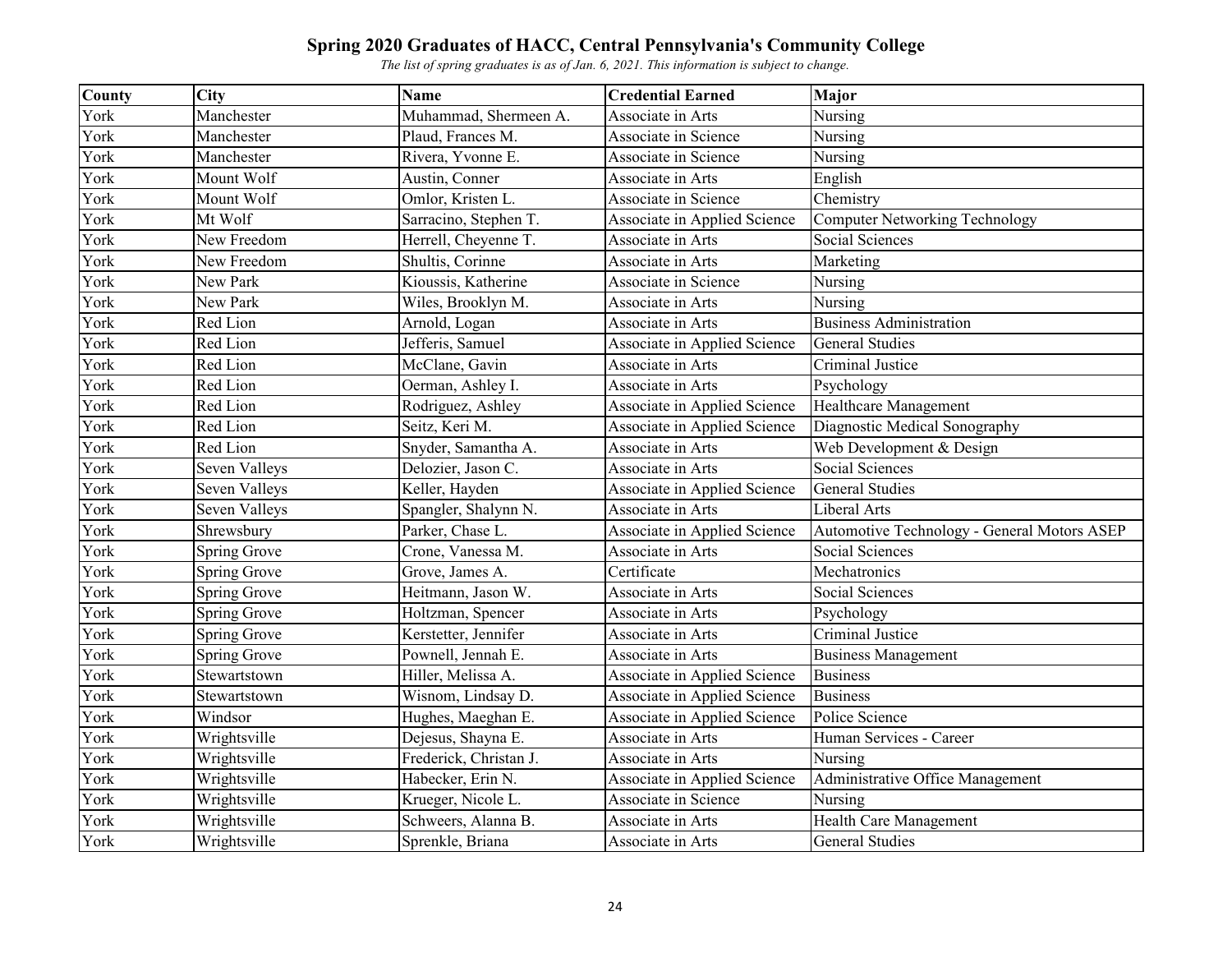# Spring 2020 Graduates of HACC, Central Pennsylvania's Community College

*The list of spring graduates is as of Jan. 6, 2021. This information is subject to change.*

| County | City | Name | Credential Earned | Major |
|---|---|---|---|---|
| York | Manchester | Muhammad, Shermeen A. | Associate in Arts | Nursing |
| York | Manchester | Plaud, Frances M. | Associate in Science | Nursing |
| York | Manchester | Rivera, Yvonne E. | Associate in Science | Nursing |
| York | Mount Wolf | Austin, Conner | Associate in Arts | English |
| York | Mount Wolf | Omlor, Kristen L. | Associate in Science | Chemistry |
| York | Mt Wolf | Sarracino, Stephen T. | Associate in Applied Science | Computer Networking Technology |
| York | New Freedom | Herrell, Cheyenne T. | Associate in Arts | Social Sciences |
| York | New Freedom | Shultis, Corinne | Associate in Arts | Marketing |
| York | New Park | Kioussis, Katherine | Associate in Science | Nursing |
| York | New Park | Wiles, Brooklyn M. | Associate in Arts | Nursing |
| York | Red Lion | Arnold, Logan | Associate in Arts | Business Administration |
| York | Red Lion | Jefferis, Samuel | Associate in Applied Science | General Studies |
| York | Red Lion | McClane, Gavin | Associate in Arts | Criminal Justice |
| York | Red Lion | Oerman, Ashley I. | Associate in Arts | Psychology |
| York | Red Lion | Rodriguez, Ashley | Associate in Applied Science | Healthcare Management |
| York | Red Lion | Seitz, Keri M. | Associate in Applied Science | Diagnostic Medical Sonography |
| York | Red Lion | Snyder, Samantha A. | Associate in Arts | Web Development & Design |
| York | Seven Valleys | Delozier, Jason C. | Associate in Arts | Social Sciences |
| York | Seven Valleys | Keller, Hayden | Associate in Applied Science | General Studies |
| York | Seven Valleys | Spangler, Shalynn N. | Associate in Arts | Liberal Arts |
| York | Shrewsbury | Parker, Chase L. | Associate in Applied Science | Automotive Technology - General Motors ASEP |
| York | Spring Grove | Crone, Vanessa M. | Associate in Arts | Social Sciences |
| York | Spring Grove | Grove, James A. | Certificate | Mechatronics |
| York | Spring Grove | Heitmann, Jason W. | Associate in Arts | Social Sciences |
| York | Spring Grove | Holtzman, Spencer | Associate in Arts | Psychology |
| York | Spring Grove | Kerstetter, Jennifer | Associate in Arts | Criminal Justice |
| York | Spring Grove | Pownell, Jennah E. | Associate in Arts | Business Management |
| York | Stewartstown | Hiller, Melissa A. | Associate in Applied Science | Business |
| York | Stewartstown | Wisnom, Lindsay D. | Associate in Applied Science | Business |
| York | Windsor | Hughes, Maeghan E. | Associate in Applied Science | Police Science |
| York | Wrightsville | Dejesus, Shayna E. | Associate in Arts | Human Services - Career |
| York | Wrightsville | Frederick, Christian J. | Associate in Arts | Nursing |
| York | Wrightsville | Habecker, Erin N. | Associate in Applied Science | Administrative Office Management |
| York | Wrightsville | Krueger, Nicole L. | Associate in Science | Nursing |
| York | Wrightsville | Schweers, Alanna B. | Associate in Arts | Health Care Management |
| York | Wrightsville | Sprenkle, Briana | Associate in Arts | General Studies |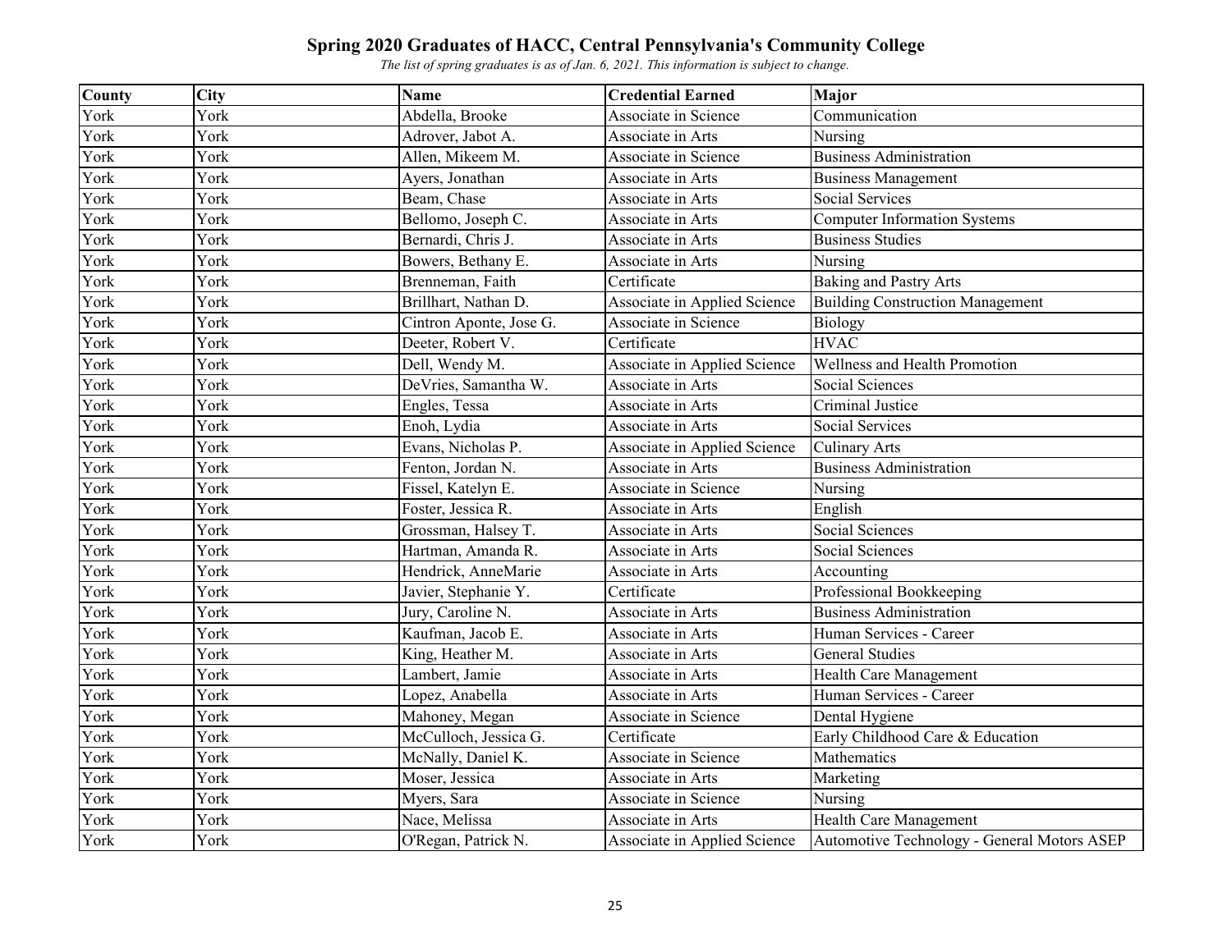# Spring 2020 Graduates of HACC, Central Pennsylvania's Community College

*The list of spring graduates is as of Jan. 6, 2021. This information is subject to change.*

| County | City | Name | Credential Earned | Major |
|---|---|---|---|---|
| York | York | Abdella, Brooke | Associate in Science | Communication |
| York | York | Adrover, Jabot A. | Associate in Arts | Nursing |
| York | York | Allen, Mikeem M. | Associate in Science | Business Administration |
| York | York | Ayers, Jonathan | Associate in Arts | Business Management |
| York | York | Beam, Chase | Associate in Arts | Social Services |
| York | York | Bellomo, Joseph C. | Associate in Arts | Computer Information Systems |
| York | York | Bernardi, Chris J. | Associate in Arts | Business Studies |
| York | York | Bowers, Bethany E. | Associate in Arts | Nursing |
| York | York | Brenneman, Faith | Certificate | Baking and Pastry Arts |
| York | York | Brillhart, Nathan D. | Associate in Applied Science | Building Construction Management |
| York | York | Cintron Aponte, Jose G. | Associate in Science | Biology |
| York | York | Deeter, Robert V. | Certificate | HVAC |
| York | York | Dell, Wendy M. | Associate in Applied Science | Wellness and Health Promotion |
| York | York | DeVries, Samantha W. | Associate in Arts | Social Sciences |
| York | York | Engles, Tessa | Associate in Arts | Criminal Justice |
| York | York | Enoh, Lydia | Associate in Arts | Social Services |
| York | York | Evans, Nicholas P. | Associate in Applied Science | Culinary Arts |
| York | York | Fenton, Jordan N. | Associate in Arts | Business Administration |
| York | York | Fissel, Katelyn E. | Associate in Science | Nursing |
| York | York | Foster, Jessica R. | Associate in Arts | English |
| York | York | Grossman, Halsey T. | Associate in Arts | Social Sciences |
| York | York | Hartman, Amanda R. | Associate in Arts | Social Sciences |
| York | York | Hendrick, AnneMarie | Associate in Arts | Accounting |
| York | York | Javier, Stephanie Y. | Certificate | Professional Bookkeeping |
| York | York | Jury, Caroline N. | Associate in Arts | Business Administration |
| York | York | Kaufman, Jacob E. | Associate in Arts | Human Services - Career |
| York | York | King, Heather M. | Associate in Arts | General Studies |
| York | York | Lambert, Jamie | Associate in Arts | Health Care Management |
| York | York | Lopez, Anabella | Associate in Arts | Human Services - Career |
| York | York | Mahoney, Megan | Associate in Science | Dental Hygiene |
| York | York | McCulloch, Jessica G. | Certificate | Early Childhood Care & Education |
| York | York | McNally, Daniel K. | Associate in Science | Mathematics |
| York | York | Moser, Jessica | Associate in Arts | Marketing |
| York | York | Myers, Sara | Associate in Science | Nursing |
| York | York | Nace, Melissa | Associate in Arts | Health Care Management |
| York | York | O'Regan, Patrick N. | Associate in Applied Science | Automotive Technology - General Motors ASEP |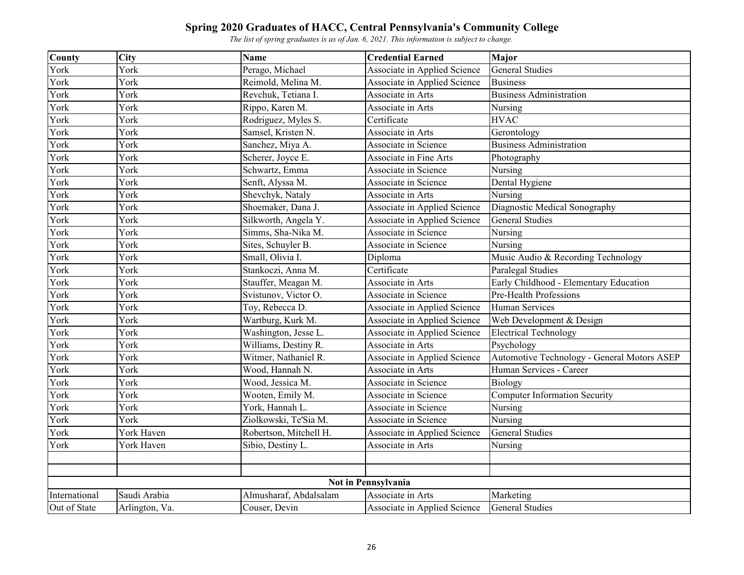# Spring 2020 Graduates of HACC, Central Pennsylvania's Community College

*The list of spring graduates is as of Jan. 6, 2021. This information is subject to change.*

| County | City | Name | Credential Earned | Major |
|---|---|---|---|---|
| York | York | Perago, Michael | Associate in Applied Science | General Studies |
| York | York | Reimold, Melina M. | Associate in Applied Science | Business |
| York | York | Revchuk, Tetiana I. | Associate in Arts | Business Administration |
| York | York | Rippo, Karen M. | Associate in Arts | Nursing |
| York | York | Rodriguez, Myles S. | Certificate | HVAC |
| York | York | Samsel, Kristen N. | Associate in Arts | Gerontology |
| York | York | Sanchez, Miya A. | Associate in Science | Business Administration |
| York | York | Scherer, Joyce E. | Associate in Fine Arts | Photography |
| York | York | Schwartz, Emma | Associate in Science | Nursing |
| York | York | Senft, Alyssa M. | Associate in Science | Dental Hygiene |
| York | York | Shevchyk, Nataly | Associate in Arts | Nursing |
| York | York | Shoemaker, Dana J. | Associate in Applied Science | Diagnostic Medical Sonography |
| York | York | Silkworth, Angela Y. | Associate in Applied Science | General Studies |
| York | York | Simms, Sha-Nika M. | Associate in Science | Nursing |
| York | York | Sites, Schuyler B. | Associate in Science | Nursing |
| York | York | Small, Olivia I. | Diploma | Music Audio & Recording Technology |
| York | York | Stankoczi, Anna M. | Certificate | Paralegal Studies |
| York | York | Stauffer, Meagan M. | Associate in Arts | Early Childhood - Elementary Education |
| York | York | Svistunov, Victor O. | Associate in Science | Pre-Health Professions |
| York | York | Toy, Rebecca D. | Associate in Applied Science | Human Services |
| York | York | Wartburg, Kurk M. | Associate in Applied Science | Web Development & Design |
| York | York | Washington, Jesse L. | Associate in Applied Science | Electrical Technology |
| York | York | Williams, Destiny R. | Associate in Arts | Psychology |
| York | York | Witmer, Nathaniel R. | Associate in Applied Science | Automotive Technology - General Motors ASEP |
| York | York | Wood, Hannah N. | Associate in Arts | Human Services - Career |
| York | York | Wood, Jessica M. | Associate in Science | Biology |
| York | York | Wooten, Emily M. | Associate in Science | Computer Information Security |
| York | York | York, Hannah L. | Associate in Science | Nursing |
| York | York | Ziolkowski, Te'Sia M. | Associate in Science | Nursing |
| York | York Haven | Robertson, Mitchell H. | Associate in Applied Science | General Studies |
| York | York Haven | Sibio, Destiny L. | Associate in Arts | Nursing |
| | | | | |
| | | | | |
| | | | **Not in Pennsylvania** | |
| International | Saudi Arabia | Almusharaf, Abdalsalam | Associate in Arts | Marketing |
| Out of State | Arlington, Va. | Couser, Devin | Associate in Applied Science | General Studies |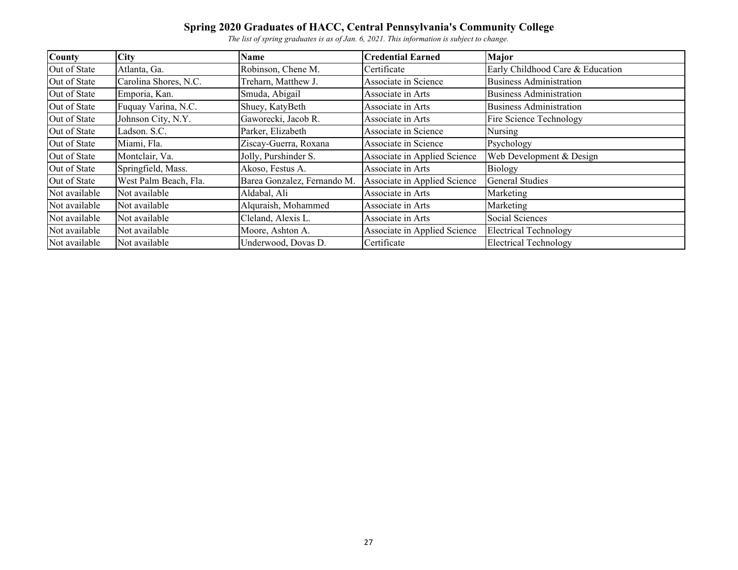**Spring 2020 Graduates of HACC, Central Pennsylvania's Community College**

*The list of spring graduates is as of Jan. 6, 2021. This information is subject to change.*

| County | City | Name | Credential Earned | Major |
|---|---|---|---|---|
| Out of State | Atlanta, Ga. | Robinson, Chene M. | Certificate | Early Childhood Care & Education |
| Out of State | Carolina Shores, N.C. | Treharn, Matthew J. | Associate in Science | Business Administration |
| Out of State | Emporia, Kan. | Smuda, Abigail | Associate in Arts | Business Administration |
| Out of State | Fuquay Varina, N.C. | Shuey, KatyBeth | Associate in Arts | Business Administration |
| Out of State | Johnson City, N.Y. | Gaworecki, Jacob R. | Associate in Arts | Fire Science Technology |
| Out of State | Ladson. S.C. | Parker, Elizabeth | Associate in Science | Nursing |
| Out of State | Miami, Fla. | Ziscay-Guerra, Roxana | Associate in Science | Psychology |
| Out of State | Montclair, Va. | Jolly, Purshinder S. | Associate in Applied Science | Web Development & Design |
| Out of State | Springfield, Mass. | Akoso, Festus A. | Associate in Arts | Biology |
| Out of State | West Palm Beach, Fla. | Barea Gonzalez, Fernando M. | Associate in Applied Science | General Studies |
| Not available | Not available | Aldabal, Ali | Associate in Arts | Marketing |
| Not available | Not available | Alquraish, Mohammed | Associate in Arts | Marketing |
| Not available | Not available | Cleland, Alexis L. | Associate in Arts | Social Sciences |
| Not available | Not available | Moore, Ashton A. | Associate in Applied Science | Electrical Technology |
| Not available | Not available | Underwood, Dovas D. | Certificate | Electrical Technology |